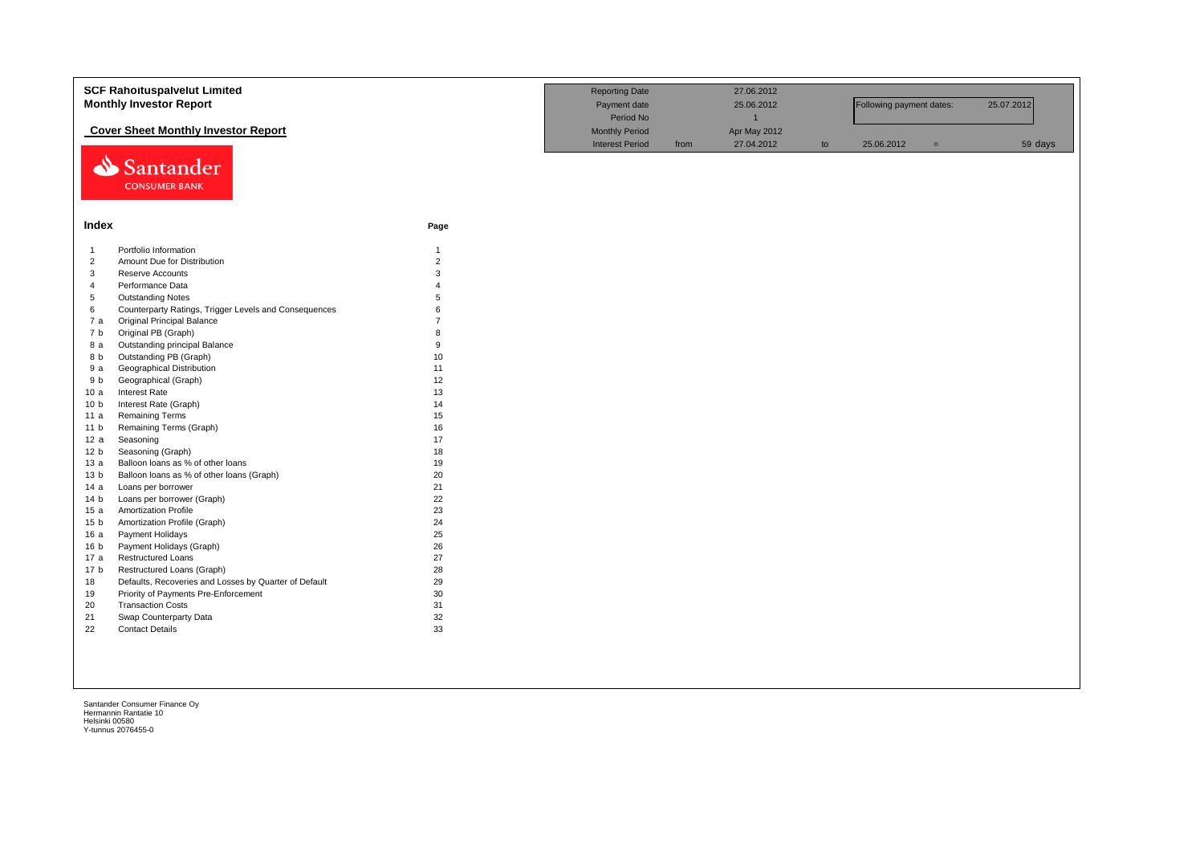# SCF Rahoituspalvelut Limited

## Monthly Investor Report

### Cover Sheet Monthly Investor Report

| | | | | | | | | |
|---|---|---|---|---|---|---|---|---|
| Reporting Date | | 27.06.2012 | | | | | | |
| Payment date | | 25.06.2012 | | Following payment dates: | | | 25.07.2012 | |
| Period No | | 1 | | | | | | |
| Monthly Period | | Apr May 2012 | | | | | | |
| Interest Period | from | 27.04.2012 | to | 25.06.2012 | = | | | 59 days |

Santander CONSUMER BANK

## Index

| | | Page |
|---|---|---|
| 1 | Portfolio Information | 1 |
| 2 | Amount Due for Distribution | 2 |
| 3 | Reserve Accounts | 3 |
| 4 | Performance Data | 4 |
| 5 | Outstanding Notes | 5 |
| 6 | Counterparty Ratings, Trigger Levels and Consequences | 6 |
| 7 a | Original Principal Balance | 7 |
| 7 b | Original PB (Graph) | 8 |
| 8 a | Outstanding principal Balance | 9 |
| 8 b | Outstanding PB (Graph) | 10 |
| 9 a | Geographical Distribution | 11 |
| 9 b | Geographical (Graph) | 12 |
| 10 a | Interest Rate | 13 |
| 10 b | Interest Rate (Graph) | 14 |
| 11 a | Remaining Terms | 15 |
| 11 b | Remaining Terms (Graph) | 16 |
| 12 a | Seasoning | 17 |
| 12 b | Seasoning (Graph) | 18 |
| 13 a | Balloon loans as % of other loans | 19 |
| 13 b | Balloon loans as % of other loans (Graph) | 20 |
| 14 a | Loans per borrower | 21 |
| 14 b | Loans per borrower (Graph) | 22 |
| 15 a | Amortization Profile | 23 |
| 15 b | Amortization Profile (Graph) | 24 |
| 16 a | Payment Holidays | 25 |
| 16 b | Payment Holidays (Graph) | 26 |
| 17 a | Restructured Loans | 27 |
| 17 b | Restructured Loans (Graph) | 28 |
| 18 | Defaults, Recoveries and Losses by Quarter of Default | 29 |
| 19 | Priority of Payments Pre-Enforcement | 30 |
| 20 | Transaction Costs | 31 |
| 21 | Swap Counterparty Data | 32 |
| 22 | Contact Details | 33 |

Santander Consumer Finance Oy
Hermannin Rantatie 10
Helsinki 00580
Y-tunnus 2076455-0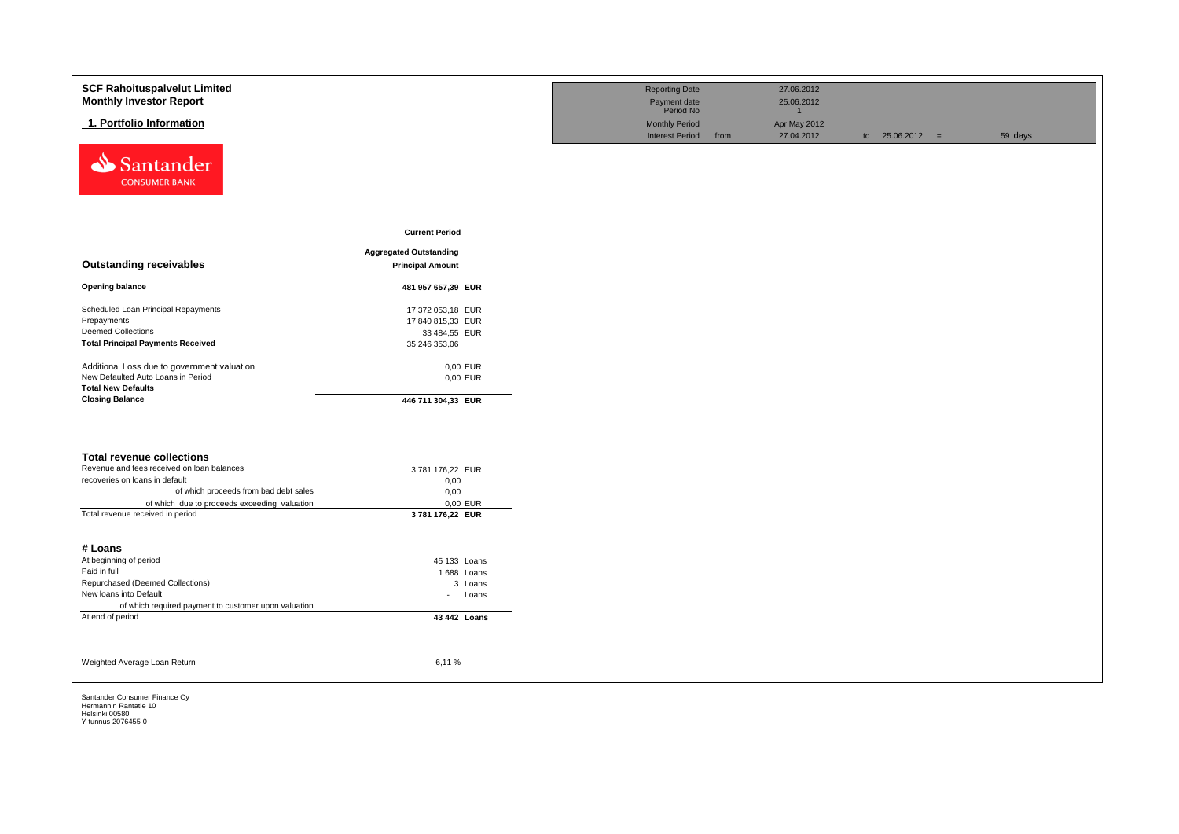# SCF Rahoituspalvelut Limited
## Monthly Investor Report

### 1. Portfolio Information

| | | | | | |
|---|---|---|---|---|---|
| Reporting Date | | 27.06.2012 | | | |
| Payment date | | 25.06.2012 | | | |
| Period No | | 1 | | | |
| Monthly Period | | Apr May 2012 | | | |
| Interest Period | from | 27.04.2012 | to 25.06.2012 | = | 59 days |

| | Current Period |
|---|---|
| **Outstanding receivables** | **Aggregated Outstanding Principal Amount** |
| **Opening balance** | **481 957 657,39 EUR** |
| Scheduled Loan Principal Repayments | 17 372 053,18 EUR |
| Prepayments | 17 840 815,33 EUR |
| Deemed Collections | 33 484,55 EUR |
| **Total Principal Payments Received** | 35 246 353,06 |
| Additional Loss due to government valuation | 0,00 EUR |
| New Defaulted Auto Loans in Period | 0,00 EUR |
| **Total New Defaults** | |
| **Closing Balance** | **446 711 304,33 EUR** |

| **Total revenue collections** | |
|---|---|
| Revenue and fees received on loan balances | 3 781 176,22 EUR |
| recoveries on loans in default | 0,00 |
| of which proceeds from bad debt sales | 0,00 |
| of which due to proceeds exceeding valuation | 0,00 EUR |
| Total revenue received in period | **3 781 176,22 EUR** |

| **# Loans** | |
|---|---|
| At beginning of period | 45 133 Loans |
| Paid in full | 1 688 Loans |
| Repurchased (Deemed Collections) | 3 Loans |
| New loans into Default | - Loans |
| of which required payment to customer upon valuation | |
| At end of period | **43 442 Loans** |

| | |
|---|---|
| Weighted Average Loan Return | 6,11 % |

Santander Consumer Finance Oy
Hermannin Rantatie 10
Helsinki 00580
Y-tunnus 2076455-0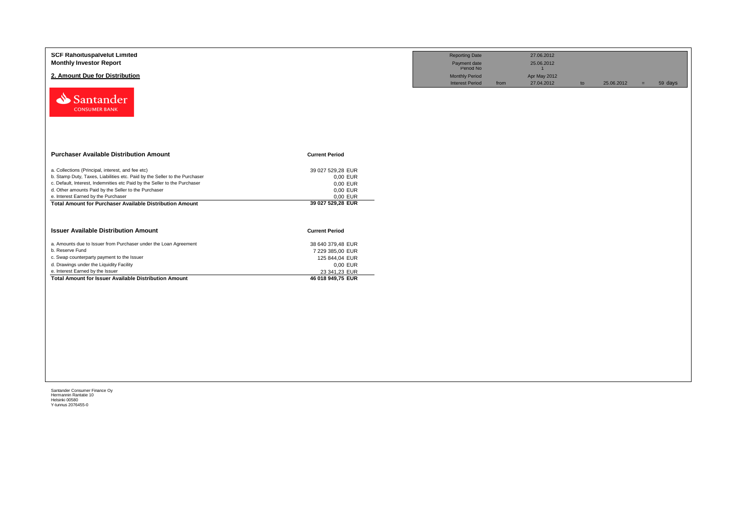**SCF Rahoituspalvelut Limited**
**Monthly Investor Report**

## 2. Amount Due for Distribution

| | | | | | | |
|---|---|---|---|---|---|---|
| Reporting Date | | 27.06.2012 | | | | |
| Payment date | | 25.06.2012 | | | | |
| Period No | | 1 | | | | |
| Monthly Period | | Apr May 2012 | | | | |
| Interest Period | from | 27.04.2012 | to | 25.06.2012 | = | 59 days |

| Purchaser Available Distribution Amount | Current Period |
|---|---|
| a. Collections (Principal, interest, and fee etc) | 39 027 529,28 EUR |
| b. Stamp Duty, Taxes, Liabilities etc. Paid by the Seller to the Purchaser | 0,00 EUR |
| c. Default, Interest, Indemnities etc Paid by the Seller to the Purchaser | 0,00 EUR |
| d. Other amounts Paid by the Seller to the Purchaser | 0,00 EUR |
| e. Interest Earned by the Purchaser | 0,00 EUR |
| **Total Amount for Purchaser Available Distribution Amount** | **39 027 529,28 EUR** |

| Issuer Available Distribution Amount | Current Period |
|---|---|
| a. Amounts due to Issuer from Purchaser under the Loan Agreement | 38 640 379,48 EUR |
| b. Reserve Fund | 7 229 385,00 EUR |
| c. Swap counterparty payment to the Issuer | 125 844,04 EUR |
| d. Drawings under the Liquidity Facility | 0,00 EUR |
| e. Interest Earned by the Issuer | 23 341,23 EUR |
| **Total Amount for Issuer Available Distribution Amount** | **46 018 949,75 EUR** |

Santander Consumer Finance Oy
Hermannin Rantatie 10
Helsinki 00580
Y-tunnus 2076455-0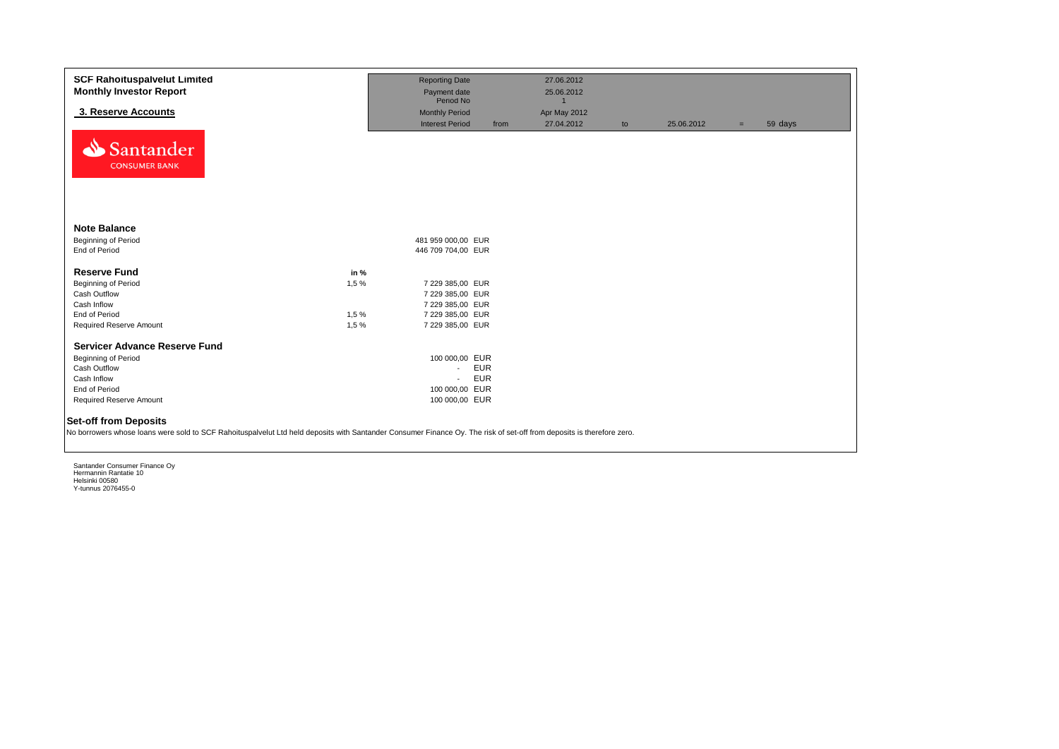**SCF Rahoituspalvelut Limited**
**Monthly Investor Report**

## 3. Reserve Accounts

| | | | | | | |
|---|---|---|---|---|---|---|
| Reporting Date | | 27.06.2012 | | | | |
| Payment date | | 25.06.2012 | | | | |
| Period No | | 1 | | | | |
| Monthly Period | | Apr May 2012 | | | | |
| Interest Period | from | 27.04.2012 | to | 25.06.2012 | = | 59 days |

Santander CONSUMER BANK

### Note Balance

| | | |
|---|---|---|
| Beginning of Period | 481 959 000,00 | EUR |
| End of Period | 446 709 704,00 | EUR |

### Reserve Fund

| | in % | | |
|---|---|---|---|
| Beginning of Period | 1,5 % | 7 229 385,00 | EUR |
| Cash Outflow | | 7 229 385,00 | EUR |
| Cash Inflow | | 7 229 385,00 | EUR |
| End of Period | 1,5 % | 7 229 385,00 | EUR |
| Required Reserve Amount | 1,5 % | 7 229 385,00 | EUR |

### Servicer Advance Reserve Fund

| | | |
|---|---|---|
| Beginning of Period | 100 000,00 | EUR |
| Cash Outflow | - | EUR |
| Cash Inflow | - | EUR |
| End of Period | 100 000,00 | EUR |
| Required Reserve Amount | 100 000,00 | EUR |

### Set-off from Deposits

No borrowers whose loans were sold to SCF Rahoituspalvelut Ltd held deposits with Santander Consumer Finance Oy. The risk of set-off from deposits is therefore zero.

Santander Consumer Finance Oy
Hermannin Rantatie 10
Helsinki 00580
Y-tunnus 2076455-0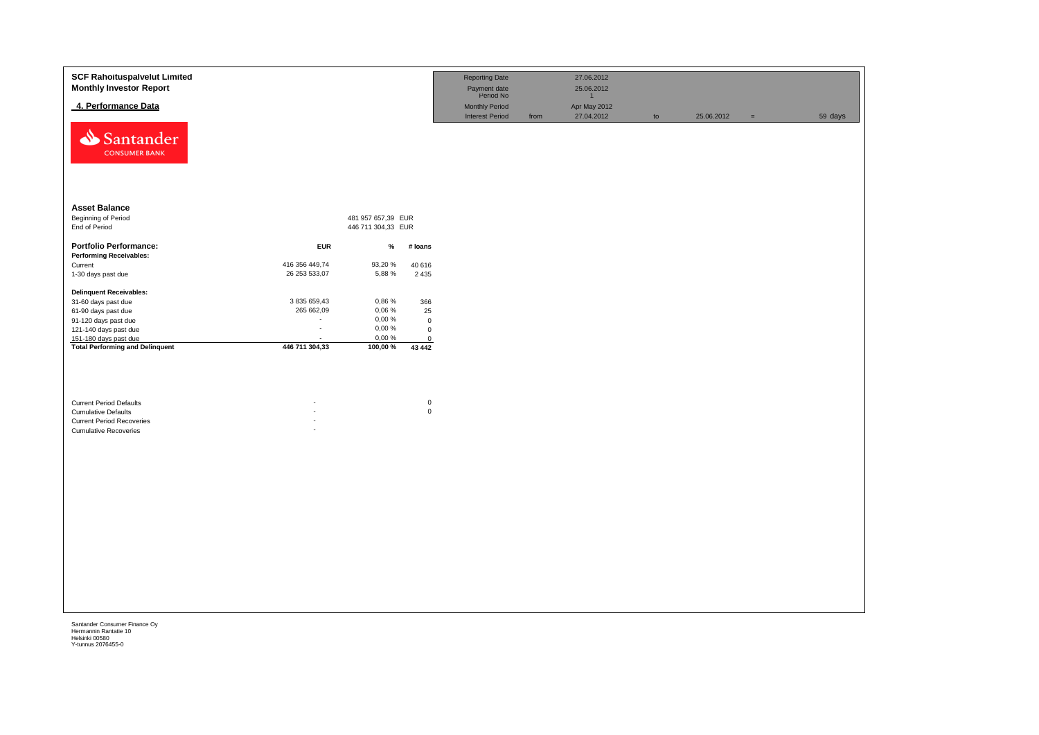**SCF Rahoituspalvelut Limited**
**Monthly Investor Report**

## 4. Performance Data

| | | | | | | |
|---|---|---|---|---|---|---|
| Reporting Date | | 27.06.2012 | | | | |
| Payment date | | 25.06.2012 | | | | |
| Period No | | 1 | | | | |
| Monthly Period | | Apr May 2012 | | | | |
| Interest Period | from | 27.04.2012 | to | 25.06.2012 | = | 59 days |

### Asset Balance

| | | |
|---|---|---|
| Beginning of Period | 481 957 657,39 | EUR |
| End of Period | 446 711 304,33 | EUR |

| **Portfolio Performance:** | **EUR** | **%** | **# loans** |
|---|---|---|---|
| **Performing Receivables:** | | | |
| Current | 416 356 449,74 | 93,20 % | 40 616 |
| 1-30 days past due | 26 253 533,07 | 5,88 % | 2 435 |
| **Delinquent Receivables:** | | | |
| 31-60 days past due | 3 835 659,43 | 0,86 % | 366 |
| 61-90 days past due | 265 662,09 | 0,06 % | 25 |
| 91-120 days past due | - | 0,00 % | 0 |
| 121-140 days past due | - | 0,00 % | 0 |
| 151-180 days past due | - | 0,00 % | 0 |
| **Total Performing and Delinquent** | **446 711 304,33** | **100,00 %** | **43 442** |

| | | |
|---|---|---|
| Current Period Defaults | - | 0 |
| Cumulative Defaults | - | 0 |
| Current Period Recoveries | - | |
| Cumulative Recoveries | - | |

Santander Consumer Finance Oy
Hermannin Rantatie 10
Helsinki 00580
Y-tunnus 2076455-0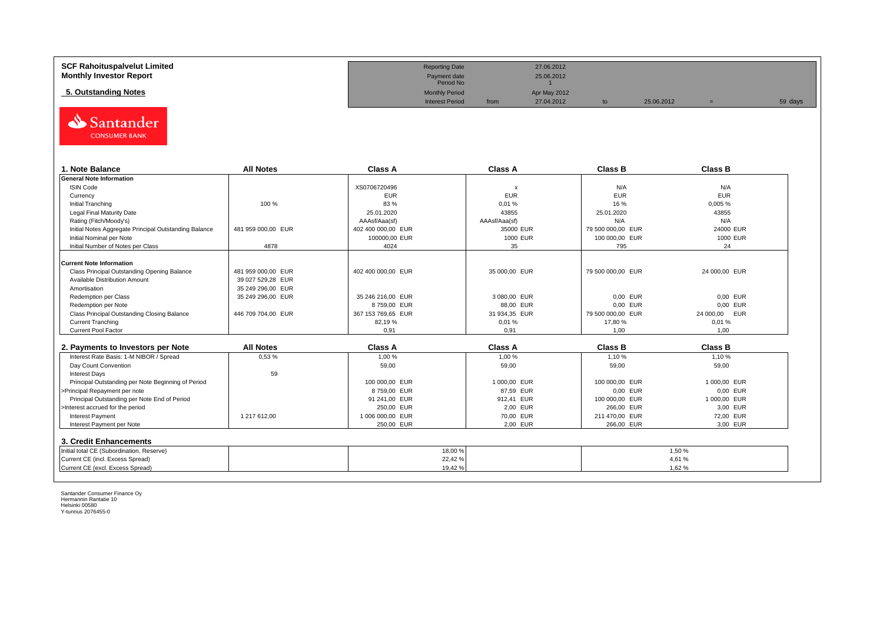**SCF Rahoituspalvelut Limited**
**Monthly Investor Report**

**5. Outstanding Notes**

| | | | | | | |
|---|---|---|---|---|---|---|
| Reporting Date | | 27.06.2012 | | | | |
| Payment date | | 25.06.2012 | | | | |
| Period No | | 1 | | | | |
| Monthly Period | | Apr May 2012 | | | | |
| Interest Period | from | 27.04.2012 | to | 25.06.2012 | = | 59 days |

Santander CONSUMER BANK

| 1. Note Balance | All Notes | Class A | Class A | Class B | Class B |
|---|---|---|---|---|---|
| **General Note Information** | | | | | |
| ISIN Code | | XS0706720496 | x | N/A | N/A |
| Currency | | EUR | EUR | EUR | EUR |
| Initial Tranching | 100 % | 83 % | 0,01 % | 16 % | 0,005 % |
| Legal Final Maturity Date | | 25.01.2020 | 43855 | 25.01.2020 | 43855 |
| Rating (Fitch/Moody's) | | AAAsf/Aaa(sf) | AAAsf/Aaa(sf) | N/A | N/A |
| Initial Notes Aggregate Principal Outstanding Balance | 481 959 000,00 EUR | 402 400 000,00 EUR | 35000 EUR | 79 500 000,00 EUR | 24000 EUR |
| Initial Nominal per Note | | 100000,00 EUR | 1000 EUR | 100 000,00 EUR | 1000 EUR |
| Initial Number of Notes per Class | 4878 | 4024 | 35 | 795 | 24 |
| **Current Note Information** | | | | | |
| Class Principal Outstanding Opening Balance | 481 959 000,00 EUR | 402 400 000,00 EUR | 35 000,00 EUR | 79 500 000,00 EUR | 24 000,00 EUR |
| Available Distribution Amount | 39 027 529,28 EUR | | | | |
| Amortisation | 35 249 296,00 EUR | | | | |
| Redemption per Class | 35 249 296,00 EUR | 35 246 216,00 EUR | 3 080,00 EUR | 0,00 EUR | 0,00 EUR |
| Redemption per Note | | 8 759,00 EUR | 88,00 EUR | 0,00 EUR | 0,00 EUR |
| Class Principal Outstanding Closing Balance | 446 709 704,00 EUR | 367 153 769,65 EUR | 31 934,35 EUR | 79 500 000,00 EUR | 24 000,00 EUR |
| Current Tranching | | 82,19 % | 0,01 % | 17,80 % | 0,01 % |
| Current Pool Factor | | 0,91 | 0,91 | 1,00 | 1,00 |

| 2. Payments to Investors per Note | All Notes | Class A | Class A | Class B | Class B |
|---|---|---|---|---|---|
| Interest Rate Basis: 1-M NIBOR / Spread | 0,53 % | 1,00 % | 1,00 % | 1,10 % | 1,10 % |
| Day Count Convention | | 59,00 | 59,00 | 59,00 | 59,00 |
| Interest Days | 59 | | | | |
| Principal Outstanding per Note Beginning of Period | | 100 000,00 EUR | 1 000,00 EUR | 100 000,00 EUR | 1 000,00 EUR |
| >Principal Repayment per note | | 8 759,00 EUR | 87,59 EUR | 0,00 EUR | 0,00 EUR |
| Principal Outstanding per Note End of Period | | 91 241,00 EUR | 912,41 EUR | 100 000,00 EUR | 1 000,00 EUR |
| >Interest accrued for the period | | 250,00 EUR | 2,00 EUR | 266,00 EUR | 3,00 EUR |
| Interest Payment | 1 217 612,00 | 1 006 000,00 EUR | 70,00 EUR | 211 470,00 EUR | 72,00 EUR |
| Interest Payment per Note | | 250,00 EUR | 2,00 EUR | 266,00 EUR | 3,00 EUR |

| 3. Credit Enhancements | | Class A | | Class B |
|---|---|---|---|---|
| Initial total CE (Subordination, Reserve) | | 18,00 % | | 1,50 % |
| Current CE (incl. Excess Spread) | | 22,42 % | | 4,61 % |
| Current CE (excl. Excess Spread) | | 19,42 % | | 1,62 % |

Santander Consumer Finance Oy
Hermannin Rantatie 10
Helsinki 00580
Y-tunnus 2076455-0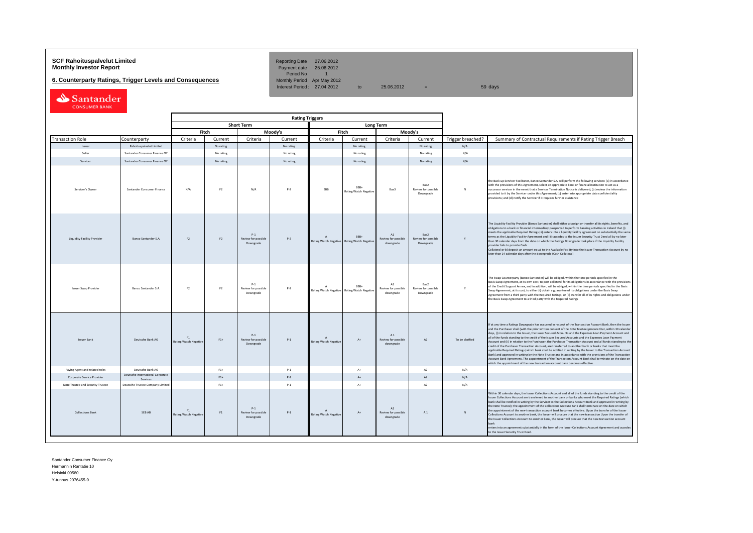**SCF Rahoituspalvelut Limited**
**Monthly Investor Report**

**6. Counterparty Ratings, Trigger Levels and Consequences**

| | | | | |
|---|---|---|---|---|
| Reporting Date | 27.06.2012 | | | |
| Payment date | 25.06.2012 | | | |
| Period No | 1 | | | |
| Monthly Period | Apr May 2012 | | | |
| Interest Period : | 27.04.2012 | to | 25.06.2012 | = 59 days |

| | | Rating Triggers | | | | | | | | | |
|---|---|---|---|---|---|---|---|---|---|---|---|
| | | Short Term | | | | Long Term | | | | | |
| | | Fitch | | Moody's | | Fitch | | Moody's | | | |
| Transaction Role | Counterparty | Criteria | Current | Criteria | Current | Criteria | Current | Criteria | Current | Trigger breached? | Summary of Contractual Requirements if Rating Trigger Breach |
| Issuer | Rahoituspalvelut Limited | | No rating | | No rating | | No rating | | No rating | N/A | |
| Seller | Santander Consumer Finance OY | | No rating | | No rating | | No rating | | No rating | N/A | |
| Servicer | Santander Consumer Finance OY | | No rating | | No rating | | No rating | | No rating | N/A | |
| Servicer's Owner | Santander Consumer Finance | N/A | F2 | N/A | P-2 | BBB | BBB+ Rating Watch Negative | Baa3 | Baa2 Review for possible Downgrade | N | the Back-up Servicer Facilitator, Banco Santander S.A, will perform the following services: (a) in accordance with the provisions of this Agreement, select an appropriate bank or financial institution to act as a successor servicer in the event that a Servicer Termination Notice is delivered; (b) review the information provided to it by the Servicer under this Agreement; (c) enter into appropriate data confidentiality provisions; and (d) notify the Servicer if it requires further assistance |
| Liquidity Facility Provider | Banco Santander S.A. | F2 | F2 | P-1 Review for possible Downgrade | P-2 | A Rating Watch Negative | BBB+ Rating Watch Negative | A1 Review for possible downgrade | Baa2 Review for possible Downgrade | Y | The Liquidity Facility Provider (Banco Santander) shall either a) assign or transfer all its rights, benefits, and obligations to a bank or financial intermediary passported to perform banking activities in Ireland that (i) meets the applicable Required Ratings (ii) enters into a liquidity facility agreement on substantially the same terms as the Liquidity Facility Agreement and (iii) accedes to the Issuer Security Trust Deed all by no later than 30 calendar days from the date on which the Ratings Downgrade took place if the Liquidity Facility provider fails to provide Cash Collateral or b) deposit an amount equal to the Available Facility into the Issuer Transaction Account by no later than 14 calendar days after the downgrade (Cash Collateral) |
| Issuer Swap Provider | Banco Santander S.A. | F2 | F2 | P-1 Review for possible Downgrade | P-2 | A Rating Watch Negative | BBB+ Rating Watch Negative | A1 Review for possible downgrade | Baa2 Review for possible Downgrade | Y | The Swap Counterparty (Banco Santander) will be obliged, within the time periods specified in the Basis Swap Agreement, at its own cost, to post collateral for its obligations in accordance with the provisions of the Credit Support Annex, and in addition, will be obliged, within the time periods specified in the Basis Swap Agreement, at its cost, to either (i) obtain a guarantee of its obligations under the Basis Swap Agreement from a third party with the Required Ratings; or (ii) transfer all of its rights and obligations under the Basis Swap Agreement to a third party with the Required Ratings |
| Issuer Bank | Deutsche Bank AG | F1 Rating Watch Negative | F1+ | P-1 Review for possible Downgrade | P-1 | A Rating Watch Negative | A+ | A 1 Review for possible downgrade | A2 | To be clarified | If at any time a Ratings Downgrade has occurred in respect of the Transaction Account Bank, then the Issuer and the Purchaser shall (with the prior written consent of the Note Trustee) procure that, within 30 calendar days, (i) in relation to the Issuer, the Issuer Secured Accounts and the Expenses Loan Payment Account and all of the funds standing to the credit of the Issuer Secured Accounts and the Expenses Loan Payment Account and (ii) in relation to the Purchaser, the Purchaser Transaction Account and all funds standing to the credit of the Purchaser Transaction Account, are transferred to another bank or banks that meet the applicable Required Ratings (which bank shall be notified in writing by the Issuer to the Transaction Account Bank) and approved in writing by the Note Trustee and in accordance with the provisions of the Transaction Account Bank Agreement. The appointment of the Transaction Account Bank shall terminate on the date on which the appointment of the new transaction account bank becomes effective. |
| Paying Agent and related roles | Deutsche Bank AG | | F1+ | | P-1 | | A+ | | A2 | N/A | |
| Corporate Service Provider | Deutsche International Corporate Services | | F1+ | | P-1 | | A+ | | A2 | N/A | |
| Note Trustee and Security Trustee | Deutsche Trustee Company Limited | | F1+ | | P-1 | | A+ | | A2 | N/A | |
| Collections Bank | SEB AB | F1 Rating Watch Negative | F1 | P-1 Review for possible Downgrade | P-1 | A Rating Watch Negative | A+ | A1 Review for possible downgrade | A 1 | N | Within 30 calendar days, the Issuer Collections Account and all of the funds standing to the credit of the Issuer Collections Account are transferred to another bank or banks who meet the Required Ratings (which bank shall be notified in writing by the Servicer to the Collections Account Bank and approved in writing by the Note Trustee); the appointment of the Collections Account Bank shall terminate on the date on which the appointment of the new transaction account bank becomes effective. Upon the transfer of the Issuer Collections Account to another bank, the Issuer will procure that the new transaction Upon the transfer of the Issuer Collections Account to another bank, the Issuer will procure that the new transaction account bank enters into an agreement substantially in the form of the Issuer Collections Account Agreement and accedes to the Issuer Security Trust Deed. |

Santander Consumer Finance Oy
Hermannin Rantatie 10
Helsinki 00580
Y-tunnus 2076455-0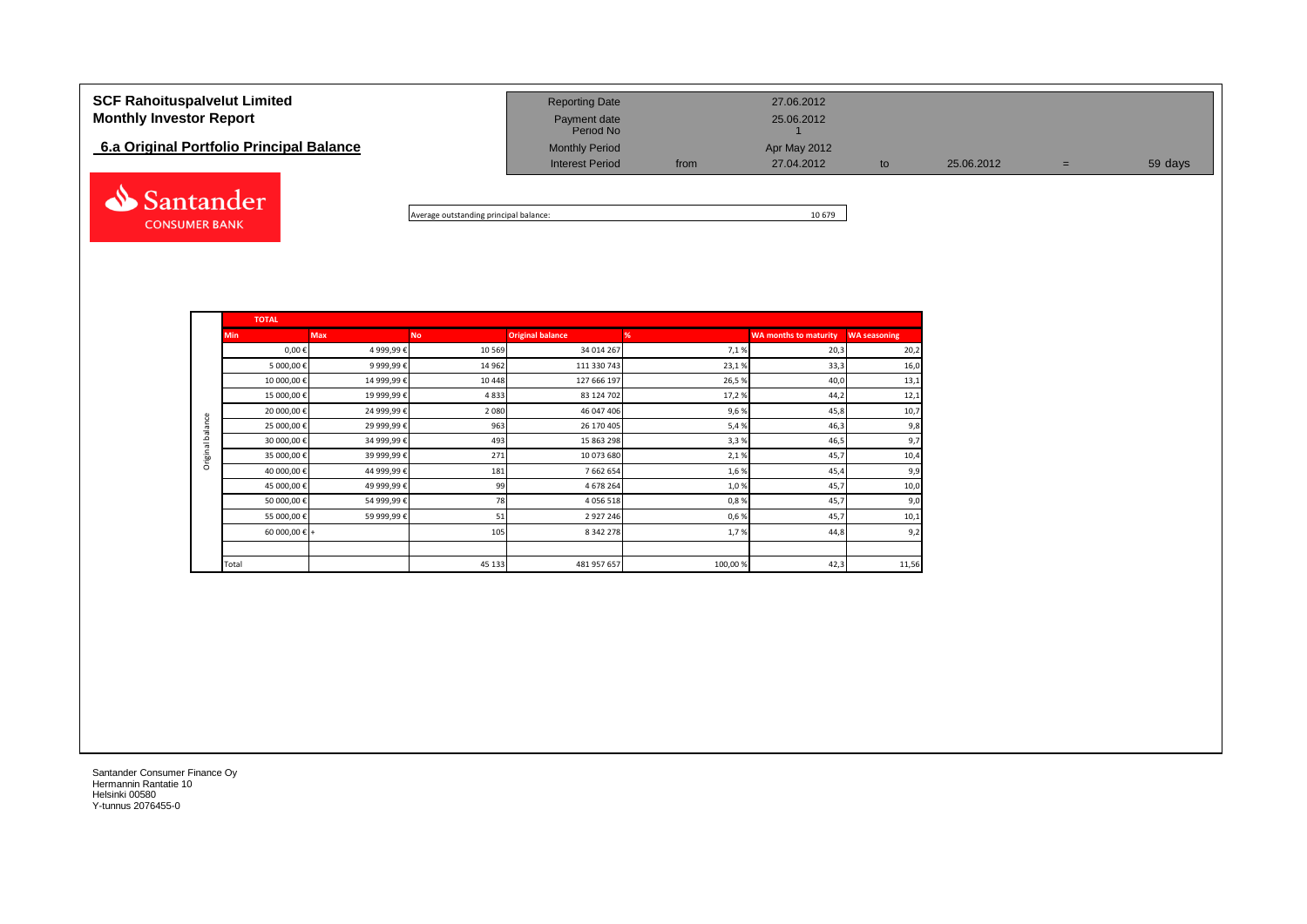# SCF Rahoituspalvelut Limited
## Monthly Investor Report

### 6.a Original Portfolio Principal Balance

| | | | | | | |
|---|---|---|---|---|---|---|
| Reporting Date | | 27.06.2012 | | | | |
| Payment date | | 25.06.2012 | | | | |
| Period No | | 1 | | | | |
| Monthly Period | | Apr May 2012 | | | | |
| Interest Period | from | 27.04.2012 | to | 25.06.2012 | = | 59 days |

Average outstanding principal balance: 10 679

| | TOTAL | | | | | | |
|---|---|---|---|---|---|---|---|
| | Min | Max | No | Original balance | % | WA months to maturity | WA seasoning |
| Original balance | 0,00 € | 4 999,99 € | 10 569 | 34 014 267 | 7,1 % | 20,3 | 20,2 |
| | 5 000,00 € | 9 999,99 € | 14 962 | 111 330 743 | 23,1 % | 33,3 | 16,0 |
| | 10 000,00 € | 14 999,99 € | 10 448 | 127 666 197 | 26,5 % | 40,0 | 13,1 |
| | 15 000,00 € | 19 999,99 € | 4 833 | 83 124 702 | 17,2 % | 44,2 | 12,1 |
| | 20 000,00 € | 24 999,99 € | 2 080 | 46 047 406 | 9,6 % | 45,8 | 10,7 |
| | 25 000,00 € | 29 999,99 € | 963 | 26 170 405 | 5,4 % | 46,3 | 9,8 |
| | 30 000,00 € | 34 999,99 € | 493 | 15 863 298 | 3,3 % | 46,5 | 9,7 |
| | 35 000,00 € | 39 999,99 € | 271 | 10 073 680 | 2,1 % | 45,7 | 10,4 |
| | 40 000,00 € | 44 999,99 € | 181 | 7 662 654 | 1,6 % | 45,4 | 9,9 |
| | 45 000,00 € | 49 999,99 € | 99 | 4 678 264 | 1,0 % | 45,7 | 10,0 |
| | 50 000,00 € | 54 999,99 € | 78 | 4 056 518 | 0,8 % | 45,7 | 9,0 |
| | 55 000,00 € | 59 999,99 € | 51 | 2 927 246 | 0,6 % | 45,7 | 10,1 |
| | 60 000,00 € + | | 105 | 8 342 278 | 1,7 % | 44,8 | 9,2 |
| | | | | | | | |
| | Total | | 45 133 | 481 957 657 | 100,00 % | 42,3 | 11,56 |

Santander Consumer Finance Oy
Hermannin Rantatie 10
Helsinki 00580
Y-tunnus 2076455-0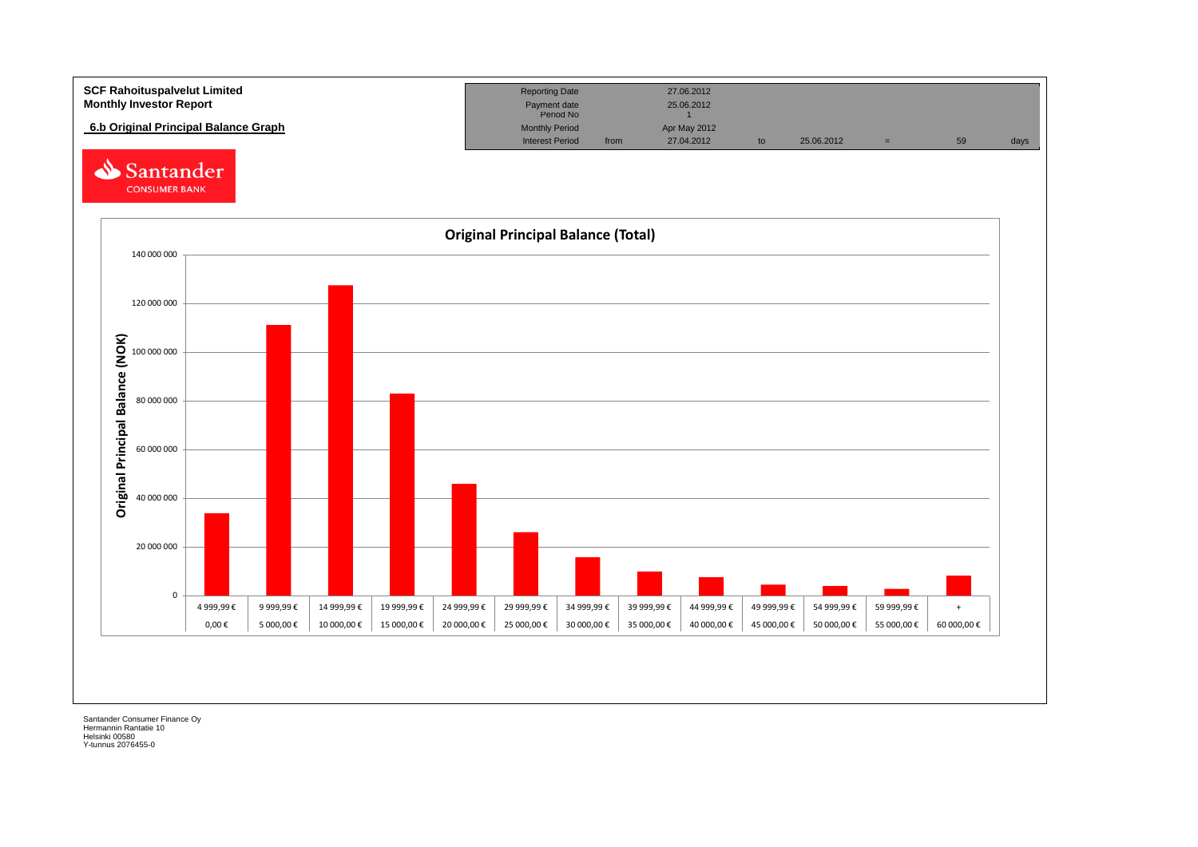**SCF Rahoituspalvelut Limited**
**Monthly Investor Report**

**6.b Original Principal Balance Graph**

| Reporting Date | | 27.06.2012 | | | | | |
|---|---|---|---|---|---|---|---|
| Payment date | | 25.06.2012 | | | | | |
| Period No | | 1 | | | | | |
| Monthly Period | | Apr May 2012 | | | | | |
| Interest Period | from | 27.04.2012 | to | 25.06.2012 | = | 59 | days |

Santander CONSUMER BANK

## Original Principal Balance (Total)

Original Principal Balance (NOK)

| From | To | Original Principal Balance (NOK, approx.) |
|---|---|---|
| 0,00 € | 4 999,99 € | ~34 000 000 |
| 5 000,00 € | 9 999,99 € | ~111 000 000 |
| 10 000,00 € | 14 999,99 € | ~127 500 000 |
| 15 000,00 € | 19 999,99 € | ~83 000 000 |
| 20 000,00 € | 24 999,99 € | ~46 000 000 |
| 25 000,00 € | 29 999,99 € | ~26 000 000 |
| 30 000,00 € | 34 999,99 € | ~16 000 000 |
| 35 000,00 € | 39 999,99 € | ~10 000 000 |
| 40 000,00 € | 44 999,99 € | ~7 500 000 |
| 45 000,00 € | 49 999,99 € | ~4 500 000 |
| 50 000,00 € | 54 999,99 € | ~4 000 000 |
| 55 000,00 € | 59 999,99 € | ~2 500 000 |
| 60 000,00 € | + | ~8 000 000 |

Santander Consumer Finance Oy
Hermannin Rantatie 10
Helsinki 00580
Y-tunnus 2076455-0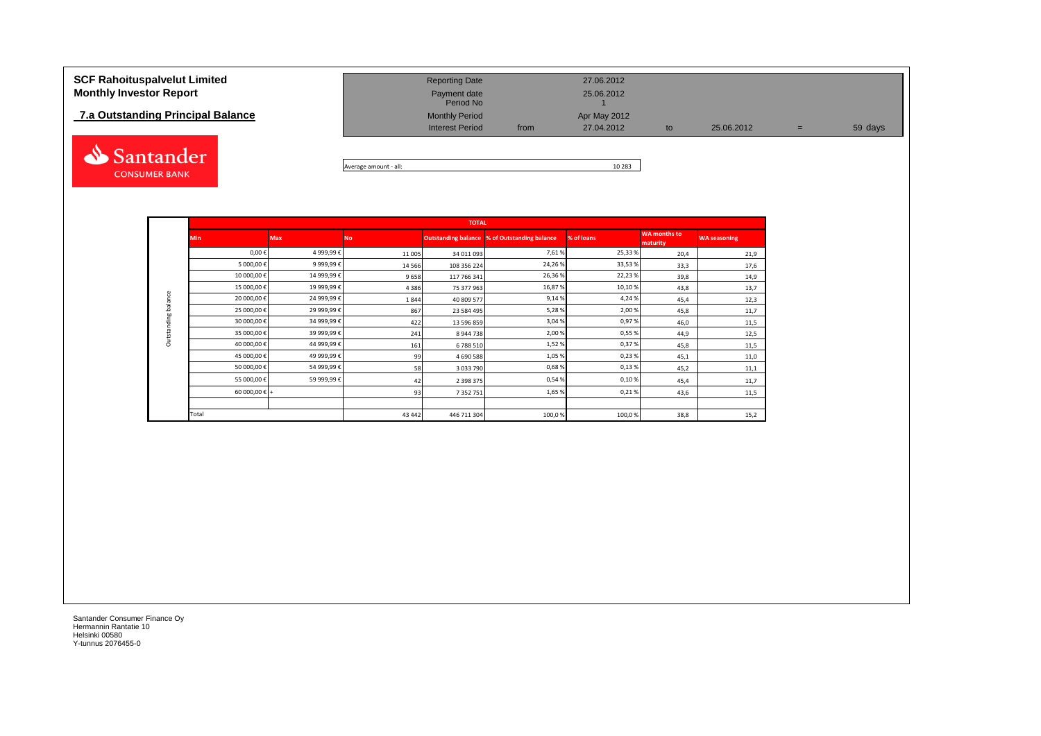# SCF Rahoituspalvelut Limited
# Monthly Investor Report

## 7.a Outstanding Principal Balance

| | | | | | | |
|---|---|---|---|---|---|---|
| Reporting Date | | 27.06.2012 | | | | |
| Payment date | | 25.06.2012 | | | | |
| Period No | | 1 | | | | |
| Monthly Period | | Apr May 2012 | | | | |
| Interest Period | from | 27.04.2012 | to | 25.06.2012 | = | 59 days |

Santander CONSUMER BANK

Average amount - all: 10 283

| | TOTAL | | | | | | | |
|---|---|---|---|---|---|---|---|---|
| | Min | Max | No | Outstanding balance | % of Outstanding balance | % of loans | WA months to maturity | WA seasoning |
| Outstanding balance | 0,00 € | 4 999,99 € | 11 005 | 34 011 093 | 7,61 % | 25,33 % | 20,4 | 21,9 |
| | 5 000,00 € | 9 999,99 € | 14 566 | 108 356 224 | 24,26 % | 33,53 % | 33,3 | 17,6 |
| | 10 000,00 € | 14 999,99 € | 9 658 | 117 766 341 | 26,36 % | 22,23 % | 39,8 | 14,9 |
| | 15 000,00 € | 19 999,99 € | 4 386 | 75 377 963 | 16,87 % | 10,10 % | 43,8 | 13,7 |
| | 20 000,00 € | 24 999,99 € | 1 844 | 40 809 577 | 9,14 % | 4,24 % | 45,4 | 12,3 |
| | 25 000,00 € | 29 999,99 € | 867 | 23 584 495 | 5,28 % | 2,00 % | 45,8 | 11,7 |
| | 30 000,00 € | 34 999,99 € | 422 | 13 596 859 | 3,04 % | 0,97 % | 46,0 | 11,5 |
| | 35 000,00 € | 39 999,99 € | 241 | 8 944 738 | 2,00 % | 0,55 % | 44,9 | 12,5 |
| | 40 000,00 € | 44 999,99 € | 161 | 6 788 510 | 1,52 % | 0,37 % | 45,8 | 11,5 |
| | 45 000,00 € | 49 999,99 € | 99 | 4 690 588 | 1,05 % | 0,23 % | 45,1 | 11,0 |
| | 50 000,00 € | 54 999,99 € | 58 | 3 033 790 | 0,68 % | 0,13 % | 45,2 | 11,1 |
| | 55 000,00 € | 59 999,99 € | 42 | 2 398 375 | 0,54 % | 0,10 % | 45,4 | 11,7 |
| | 60 000,00 € + | | 93 | 7 352 751 | 1,65 % | 0,21 % | 43,6 | 11,5 |
| | | | | | | | | |
| | Total | | 43 442 | 446 711 304 | 100,0 % | 100,0 % | 38,8 | 15,2 |

Santander Consumer Finance Oy
Hermannin Rantatie 10
Helsinki 00580
Y-tunnus 2076455-0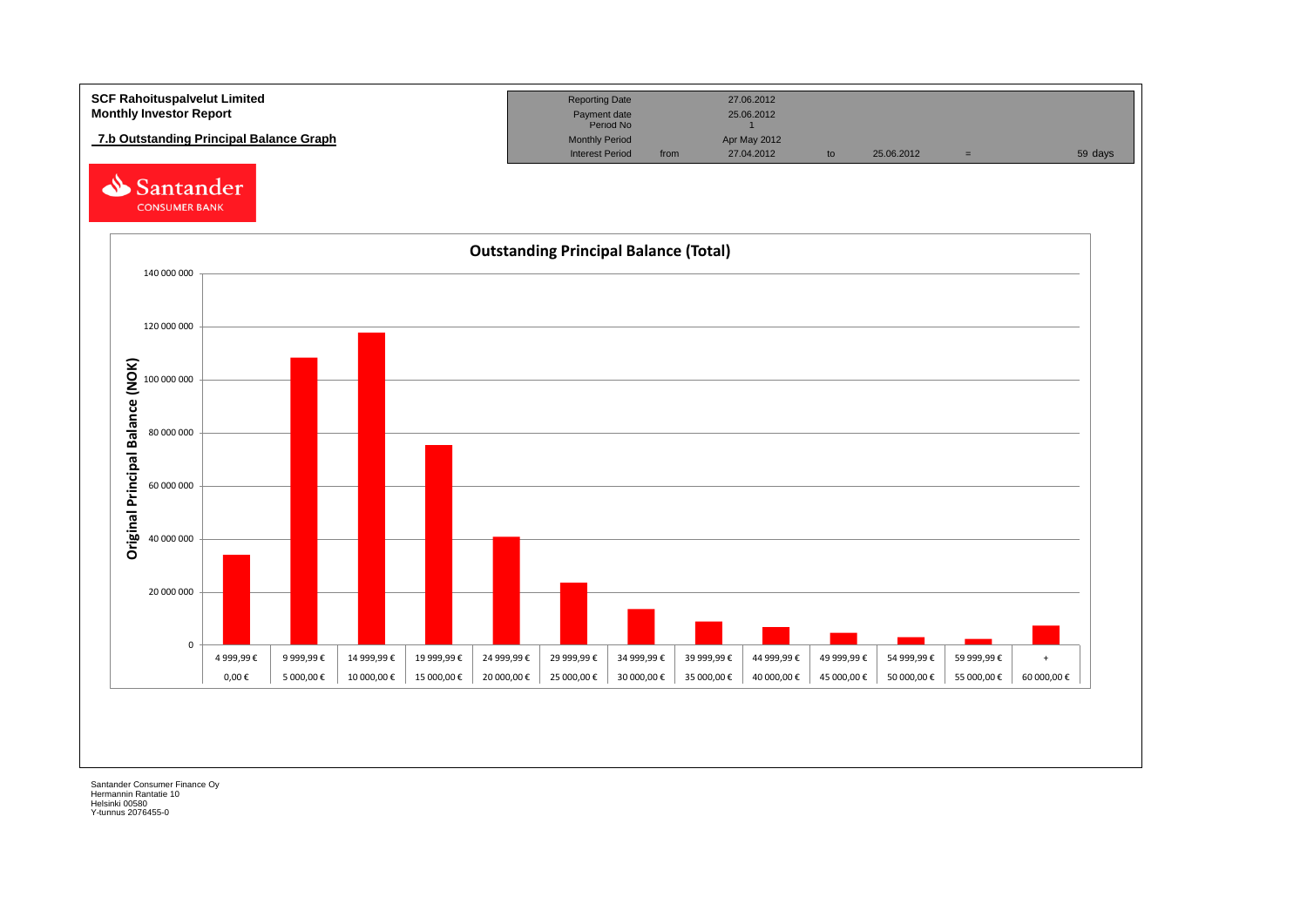**SCF Rahoituspalvelut Limited**
**Monthly Investor Report**

## 7.b Outstanding Principal Balance Graph

| Reporting Date | | 27.06.2012 | | | | |
|---|---|---|---|---|---|---|
| Payment date | | 25.06.2012 | | | | |
| Period No | | 1 | | | | |
| Monthly Period | | Apr May 2012 | | | | |
| Interest Period | from | 27.04.2012 | to | 25.06.2012 | = | 59 days |

### Outstanding Principal Balance (Total)

Original Principal Balance (NOK)

| From | To |
|---|---|
| 0,00 € | 4 999,99 € |
| 5 000,00 € | 9 999,99 € |
| 10 000,00 € | 14 999,99 € |
| 15 000,00 € | 19 999,99 € |
| 20 000,00 € | 24 999,99 € |
| 25 000,00 € | 29 999,99 € |
| 30 000,00 € | 34 999,99 € |
| 35 000,00 € | 39 999,99 € |
| 40 000,00 € | 44 999,99 € |
| 45 000,00 € | 49 999,99 € |
| 50 000,00 € | 54 999,99 € |
| 55 000,00 € | 59 999,99 € |
| 60 000,00 € | + |

Santander Consumer Finance Oy
Hermannin Rantatie 10
Helsinki 00580
Y-tunnus 2076455-0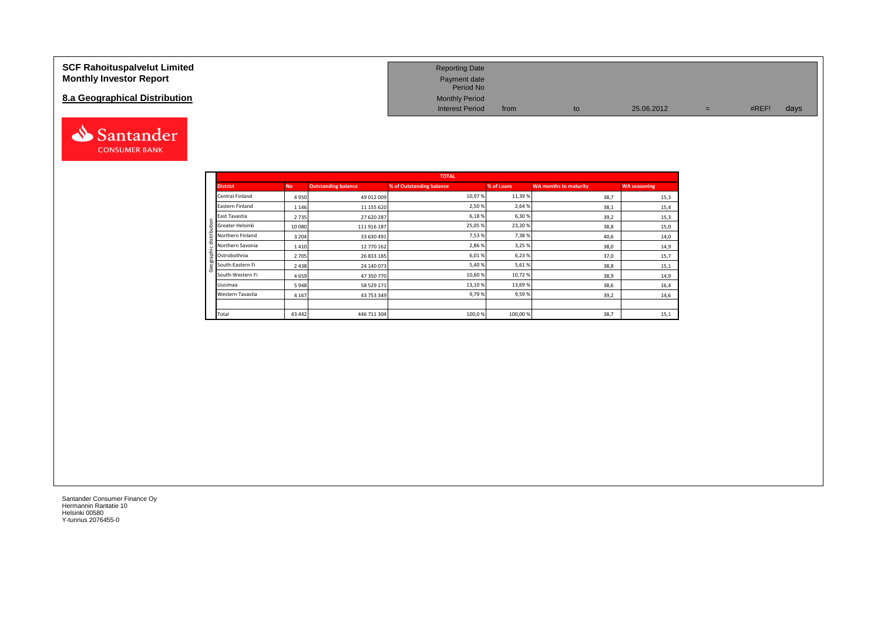# SCF Rahoituspalvelut Limited
## Monthly Investor Report

## 8.a Geographical Distribution

| | | | | | | |
|---|---|---|---|---|---|---|
| Reporting Date | | | | | | |
| Payment date | | | | | | |
| Period No | | | | | | |
| Monthly Period | | | | | | |
| Interest Period | from | to | 25.06.2012 | = | #REF! | days |

| TOTAL | | | | | | |
|---|---|---|---|---|---|---|
| **District** | **No** | **Outstanding balance** | **% of Outstanding balance** | **% of Loans** | **WA months to maturity** | **WA seasoning** |
| Central Finland | 4 950 | 49 012 009 | 10,97 % | 11,39 % | 38,7 | 15,3 |
| Eastern Finland | 1 146 | 11 155 620 | 2,50 % | 2,64 % | 38,1 | 15,4 |
| East Tavastia | 2 735 | 27 620 287 | 6,18 % | 6,30 % | 39,2 | 15,3 |
| Greater Helsinki | 10 080 | 111 916 187 | 25,05 % | 23,20 % | 38,8 | 15,0 |
| Northern Finland | 3 204 | 33 630 491 | 7,53 % | 7,38 % | 40,6 | 14,0 |
| Northern Savonia | 1 410 | 12 770 162 | 2,86 % | 3,25 % | 38,0 | 14,9 |
| Ostrobothnia | 2 705 | 26 833 185 | 6,01 % | 6,23 % | 37,0 | 15,7 |
| South-Eastern Fi | 2 438 | 24 140 073 | 5,40 % | 5,61 % | 38,8 | 15,1 |
| South-Western Fi | 4 659 | 47 350 770 | 10,60 % | 10,72 % | 38,9 | 14,9 |
| Uusimaa | 5 948 | 58 529 171 | 13,10 % | 13,69 % | 38,6 | 16,4 |
| Western Tavastia | 4 167 | 43 753 349 | 9,79 % | 9,59 % | 39,2 | 14,6 |
| | | | | | | |
| Total | 43 442 | 446 711 304 | 100,0 % | 100,00 % | 38,7 | 15,1 |

Santander Consumer Finance Oy
Hermannin Rantatie 10
Helsinki 00580
Y-tunnus 2076455-0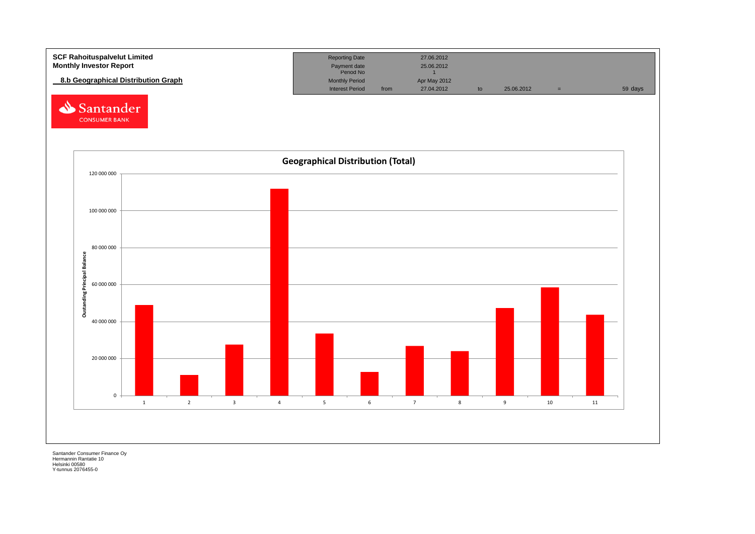**SCF Rahoituspalvelut Limited**
**Monthly Investor Report**

## 8.b Geographical Distribution Graph

| Reporting Date | | 27.06.2012 | | | | |
|---|---|---|---|---|---|---|
| Payment date | | 25.06.2012 | | | | |
| Period No | | 1 | | | | |
| Monthly Period | | Apr May 2012 | | | | |
| Interest Period | from | 27.04.2012 | to | 25.06.2012 | = | 59 days |

Santander CONSUMER BANK

**Geographical Distribution (Total)**

Oustanding Principal Balance

| Region | Approx. Outstanding Principal Balance |
|---|---|
| 1 | ~49 000 000 |
| 2 | ~11 000 000 |
| 3 | ~27 500 000 |
| 4 | ~112 000 000 |
| 5 | ~33 500 000 |
| 6 | ~12 500 000 |
| 7 | ~27 000 000 |
| 8 | ~24 000 000 |
| 9 | ~47 500 000 |
| 10 | ~58 500 000 |
| 11 | ~43 500 000 |

Santander Consumer Finance Oy
Hermannin Rantatie 10
Helsinki 00580
Y-tunnus 2076455-0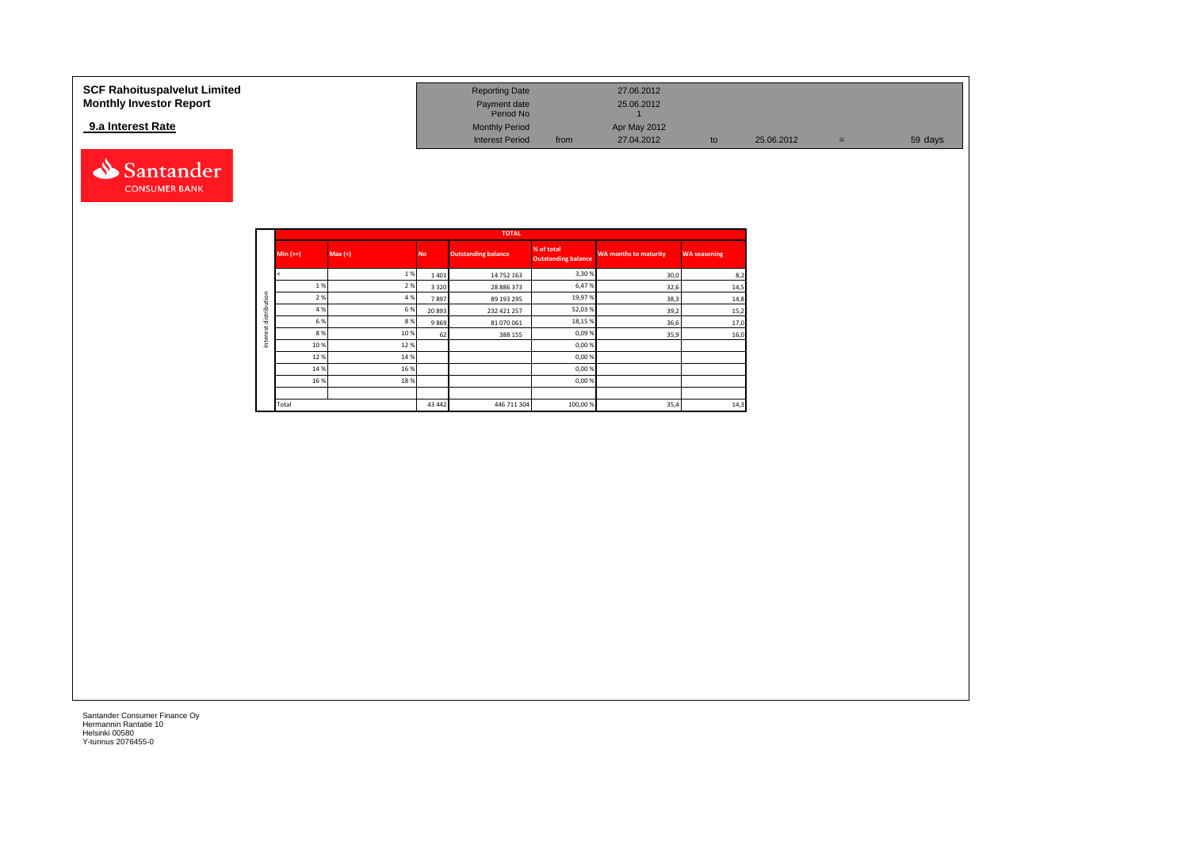**SCF Rahoituspalvelut Limited**
**Monthly Investor Report**

**9.a Interest Rate**

| | | | | | |
|---|---|---|---|---|---|
| Reporting Date | | 27.06.2012 | | | |
| Payment date | | 25.06.2012 | | | |
| Period No | | 1 | | | |
| Monthly Period | | Apr May 2012 | | | |
| Interest Period | from | 27.04.2012 | to | 25.06.2012 | = 59 days |

| TOTAL | | | | | | | |
|---|---|---|---|---|---|---|---|
| | Min (>=) | Max (<) | No | Outstanding balance | % of total Outstanding balance | WA months to maturity | WA seasoning |
| Interest distribution | < | 1 % | 1 401 | 14 752 163 | 3,30 % | 30,0 | 8,2 |
| | 1 % | 2 % | 3 320 | 28 886 373 | 6,47 % | 32,6 | 14,5 |
| | 2 % | 4 % | 7 897 | 89 193 295 | 19,97 % | 38,3 | 14,8 |
| | 4 % | 6 % | 20 893 | 232 421 257 | 52,03 % | 39,2 | 15,2 |
| | 6 % | 8 % | 9 869 | 81 070 061 | 18,15 % | 36,6 | 17,0 |
| | 8 % | 10 % | 62 | 388 155 | 0,09 % | 35,9 | 16,0 |
| | 10 % | 12 % | | | 0,00 % | | |
| | 12 % | 14 % | | | 0,00 % | | |
| | 14 % | 16 % | | | 0,00 % | | |
| | 16 % | 18 % | | | 0,00 % | | |
| | | | | | | | |
| | Total | | 43 442 | 446 711 304 | 100,00 % | 35,4 | 14,3 |

Santander Consumer Finance Oy
Hermannin Rantatie 10
Helsinki 00580
Y-tunnus 2076455-0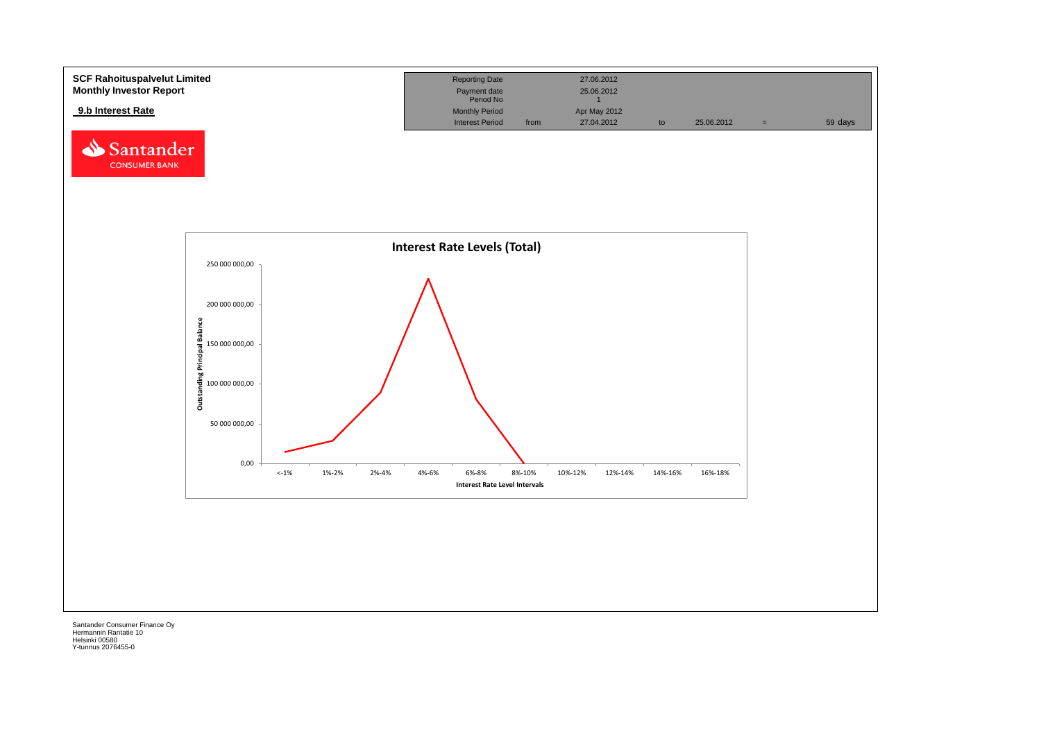**SCF Rahoituspalvelut Limited**
**Monthly Investor Report**

**9.b Interest Rate**

| | | | | | | |
|---|---|---|---|---|---|---|
| Reporting Date | | 27.06.2012 | | | | |
| Payment date | | 25.06.2012 | | | | |
| Period No | | 1 | | | | |
| Monthly Period | | Apr May 2012 | | | | |
| Interest Period | from | 27.04.2012 | to | 25.06.2012 | = | 59 days |

**Interest Rate Levels (Total)**

Outstanding Principal Balance: 0,00; 50 000 000,00; 100 000 000,00; 150 000 000,00; 200 000 000,00; 250 000 000,00

Interest Rate Level Intervals: <-1%; 1%-2%; 2%-4%; 4%-6%; 6%-8%; 8%-10%; 10%-12%; 12%-14%; 14%-16%; 16%-18%

Santander Consumer Finance Oy
Hermannin Rantatie 10
Helsinki 00580
Y-tunnus 2076455-0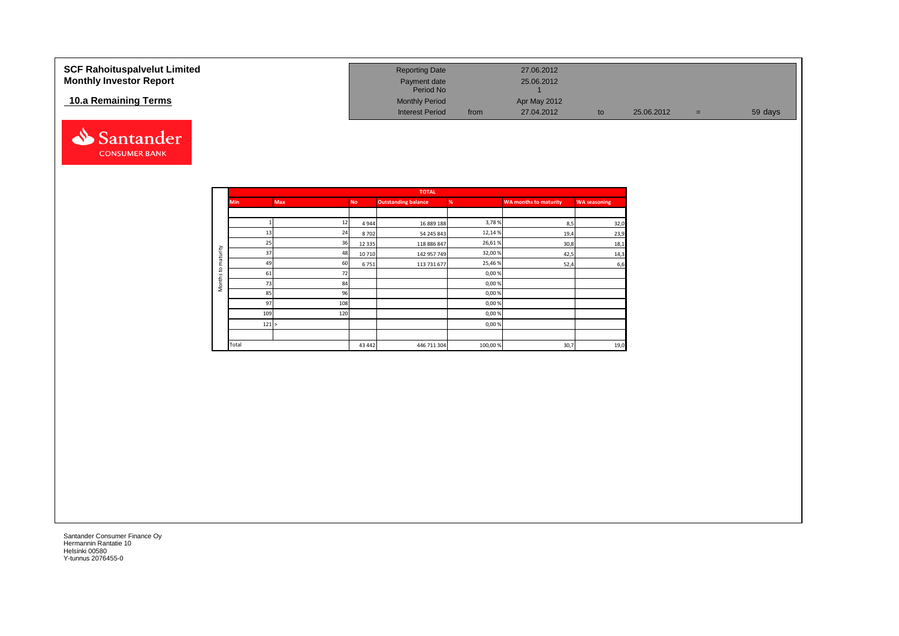**SCF Rahoituspalvelut Limited**
**Monthly Investor Report**

## 10.a Remaining Terms

| | | | | | |
|---|---|---|---|---|---|
| Reporting Date | | 27.06.2012 | | | |
| Payment date | | 25.06.2012 | | | |
| Period No | | 1 | | | |
| Monthly Period | | Apr May 2012 | | | |
| Interest Period | from | 27.04.2012 | to | 25.06.2012 | = 59 days |

Santander CONSUMER BANK

| | TOTAL | | | | | | |
|---|---|---|---|---|---|---|---|
| | Min | Max | No | Outstanding balance | % | WA months to maturity | WA seasoning |
| Months to maturity | 1 | 12 | 4 944 | 16 889 188 | 3,78 % | 8,5 | 32,0 |
| | 13 | 24 | 8 702 | 54 245 843 | 12,14 % | 19,4 | 23,9 |
| | 25 | 36 | 12 335 | 118 886 847 | 26,61 % | 30,8 | 18,1 |
| | 37 | 48 | 10 710 | 142 957 749 | 32,00 % | 42,5 | 14,3 |
| | 49 | 60 | 6 751 | 113 731 677 | 25,46 % | 52,4 | 6,6 |
| | 61 | 72 | | | 0,00 % | | |
| | 73 | 84 | | | 0,00 % | | |
| | 85 | 96 | | | 0,00 % | | |
| | 97 | 108 | | | 0,00 % | | |
| | 109 | 120 | | | 0,00 % | | |
| | 121 | > | | | 0,00 % | | |
| | Total | | 43 442 | 446 711 304 | 100,00 % | 30,7 | 19,0 |

Santander Consumer Finance Oy
Hermannin Rantatie 10
Helsinki 00580
Y-tunnus 2076455-0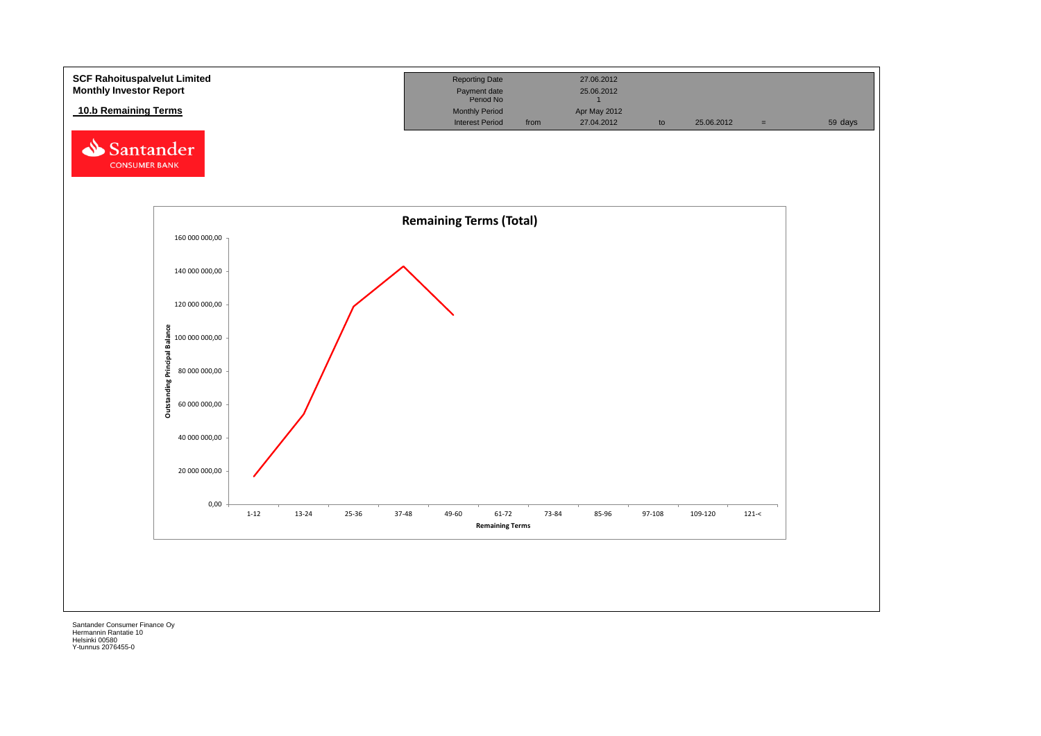**SCF Rahoituspalvelut Limited**
**Monthly Investor Report**

**10.b Remaining Terms**

| Reporting Date | | 27.06.2012 | | | | |
|---|---|---|---|---|---|---|
| Payment date | | 25.06.2012 | | | | |
| Period No | | 1 | | | | |
| Monthly Period | | Apr May 2012 | | | | |
| Interest Period | from | 27.04.2012 | to | 25.06.2012 | = | 59 days |

**Remaining Terms (Total)**

Outstanding Principal Balance

160 000 000,00
140 000 000,00
120 000 000,00
100 000 000,00
80 000 000,00
60 000 000,00
40 000 000,00
20 000 000,00
0,00

1-12 | 13-24 | 25-36 | 37-48 | 49-60 | 61-72 | 73-84 | 85-96 | 97-108 | 109-120 | 121-<

Remaining Terms

Santander Consumer Finance Oy
Hermannin Rantatie 10
Helsinki 00580
Y-tunnus 2076455-0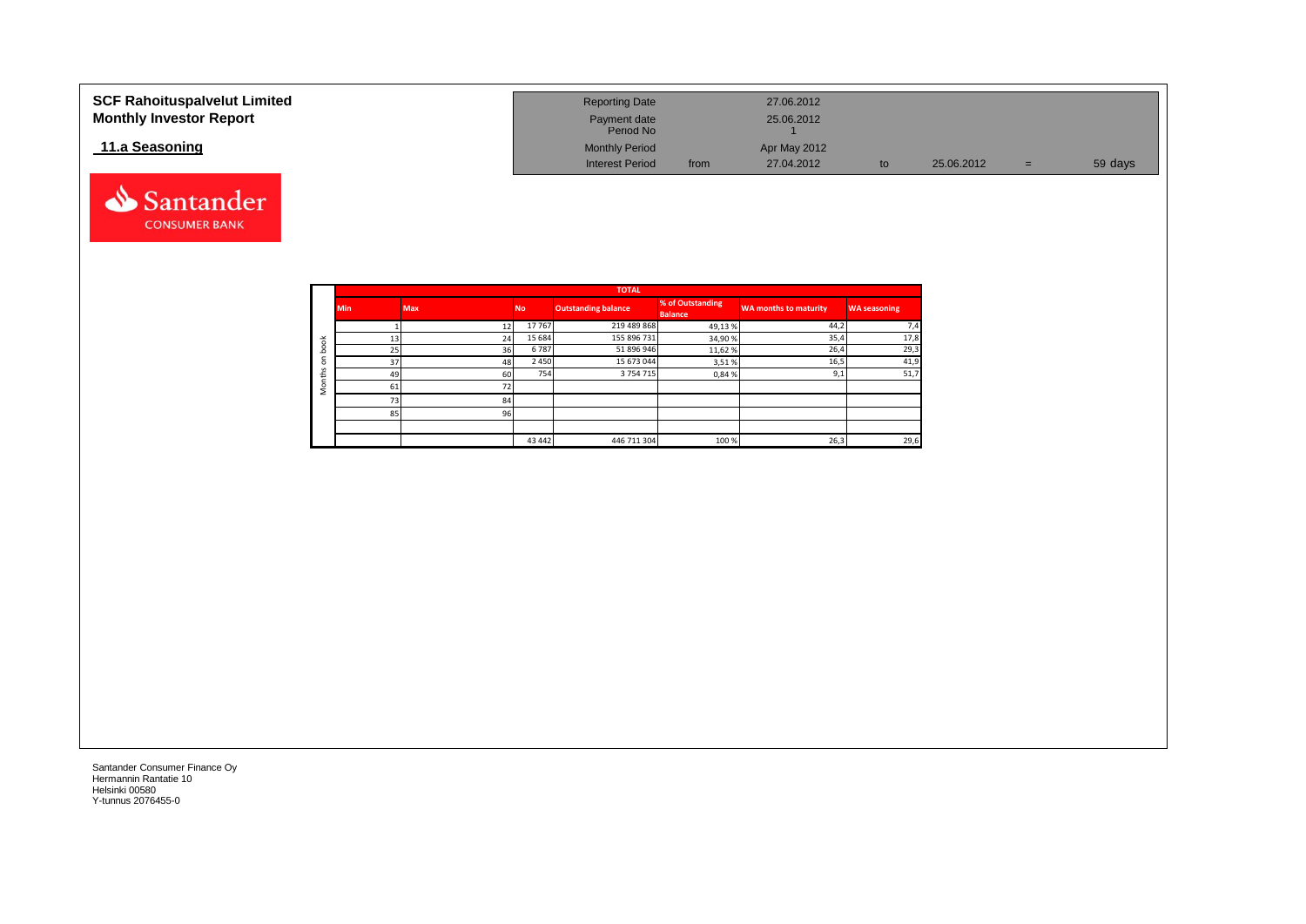# SCF Rahoituspalvelut Limited
## Monthly Investor Report

### 11.a Seasoning

| Reporting Date | | 27.06.2012 | | | | |
|---|---|---|---|---|---|---|
| Payment date | | 25.06.2012 | | | | |
| Period No | | 1 | | | | |
| Monthly Period | | Apr May 2012 | | | | |
| Interest Period | from | 27.04.2012 | to | 25.06.2012 | = | 59 days |

| | TOTAL | | | | | | |
|---|---|---|---|---|---|---|---|
| | Min | Max | No | Outstanding balance | % of Outstanding Balance | WA months to maturity | WA seasoning |
| Months on book | 1 | 12 | 17 767 | 219 489 868 | 49,13 % | 44,2 | 7,4 |
| | 13 | 24 | 15 684 | 155 896 731 | 34,90 % | 35,4 | 17,8 |
| | 25 | 36 | 6 787 | 51 896 946 | 11,62 % | 26,4 | 29,3 |
| | 37 | 48 | 2 450 | 15 673 044 | 3,51 % | 16,5 | 41,9 |
| | 49 | 60 | 754 | 3 754 715 | 0,84 % | 9,1 | 51,7 |
| | 61 | 72 | | | | | |
| | 73 | 84 | | | | | |
| | 85 | 96 | | | | | |
| | | | | | | | |
| | | | 43 442 | 446 711 304 | 100 % | 26,3 | 29,6 |

Santander Consumer Finance Oy
Hermannin Rantatie 10
Helsinki 00580
Y-tunnus 2076455-0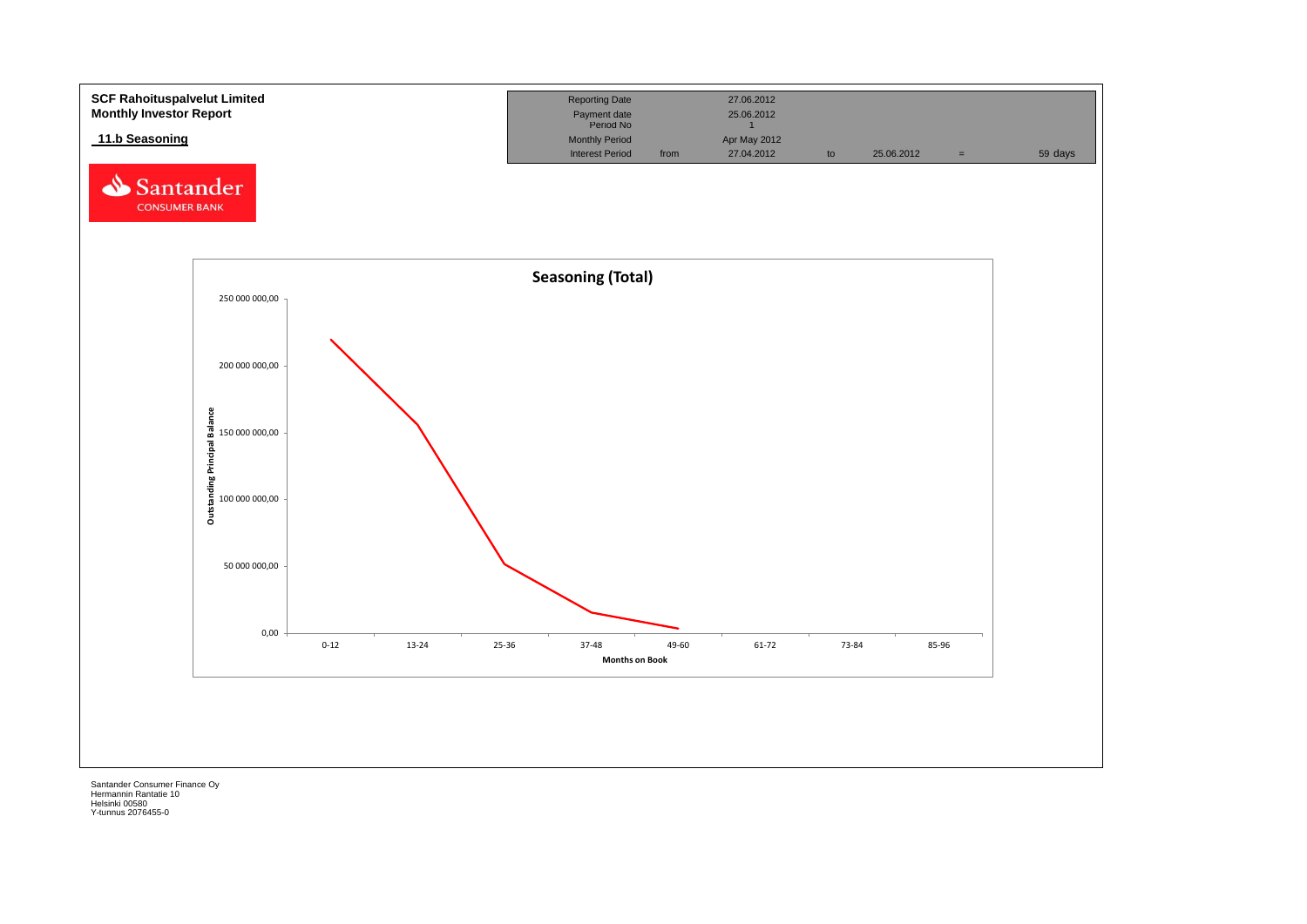**SCF Rahoituspalvelut Limited**
**Monthly Investor Report**

**11.b Seasoning**

| Reporting Date | | 27.06.2012 | | | | |
|---|---|---|---|---|---|---|
| Payment date | | 25.06.2012 | | | | |
| Period No | | 1 | | | | |
| Monthly Period | | Apr May 2012 | | | | |
| Interest Period | from | 27.04.2012 | to | 25.06.2012 | = | 59 days |

Santander CONSUMER BANK

**Seasoning (Total)**

Outstanding Principal Balance

250 000 000,00
200 000 000,00
150 000 000,00
100 000 000,00
50 000 000,00
0,00

0-12 | 13-24 | 25-36 | 37-48 | 49-60 | 61-72 | 73-84 | 85-96

**Months on Book**

Santander Consumer Finance Oy
Hermannin Rantatie 10
Helsinki 00580
Y-tunnus 2076455-0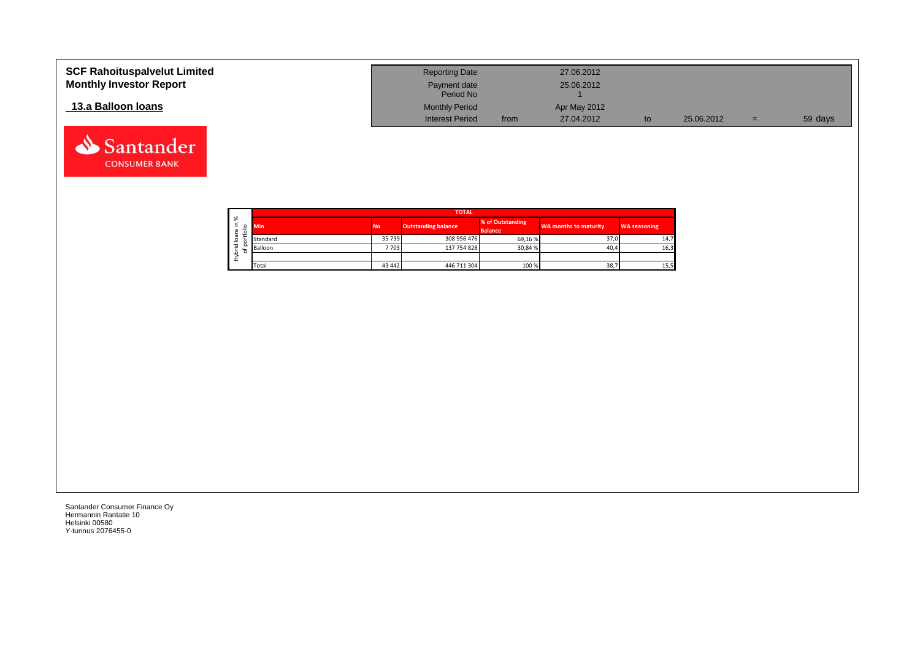**SCF Rahoituspalvelut Limited**
**Monthly Investor Report**

## 13.a Balloon loans

| Reporting Date | | 27.06.2012 | | | | |
|---|---|---|---|---|---|---|
| Payment date | | 25.06.2012 | | | | |
| Period No | | 1 | | | | |
| Monthly Period | | Apr May 2012 | | | | |
| Interest Period | from | 27.04.2012 | to | 25.06.2012 | = | 59 days |

Santander CONSUMER BANK

| Hybrid loans in % of portfolio | TOTAL | | | | | |
|---|---|---|---|---|---|---|
| | Min | No | Outstanding balance | % of Outstanding Balance | WA months to maturity | WA seasoning |
| | Standard | 35 739 | 308 956 476 | 69,16 % | 37,0 | 14,7 |
| | Balloon | 7 703 | 137 754 828 | 30,84 % | 40,4 | 16,3 |
| | | | | | | |
| | Total | 43 442 | 446 711 304 | 100 % | 38,7 | 15,5 |

Santander Consumer Finance Oy
Hermannin Rantatie 10
Helsinki 00580
Y-tunnus 2076455-0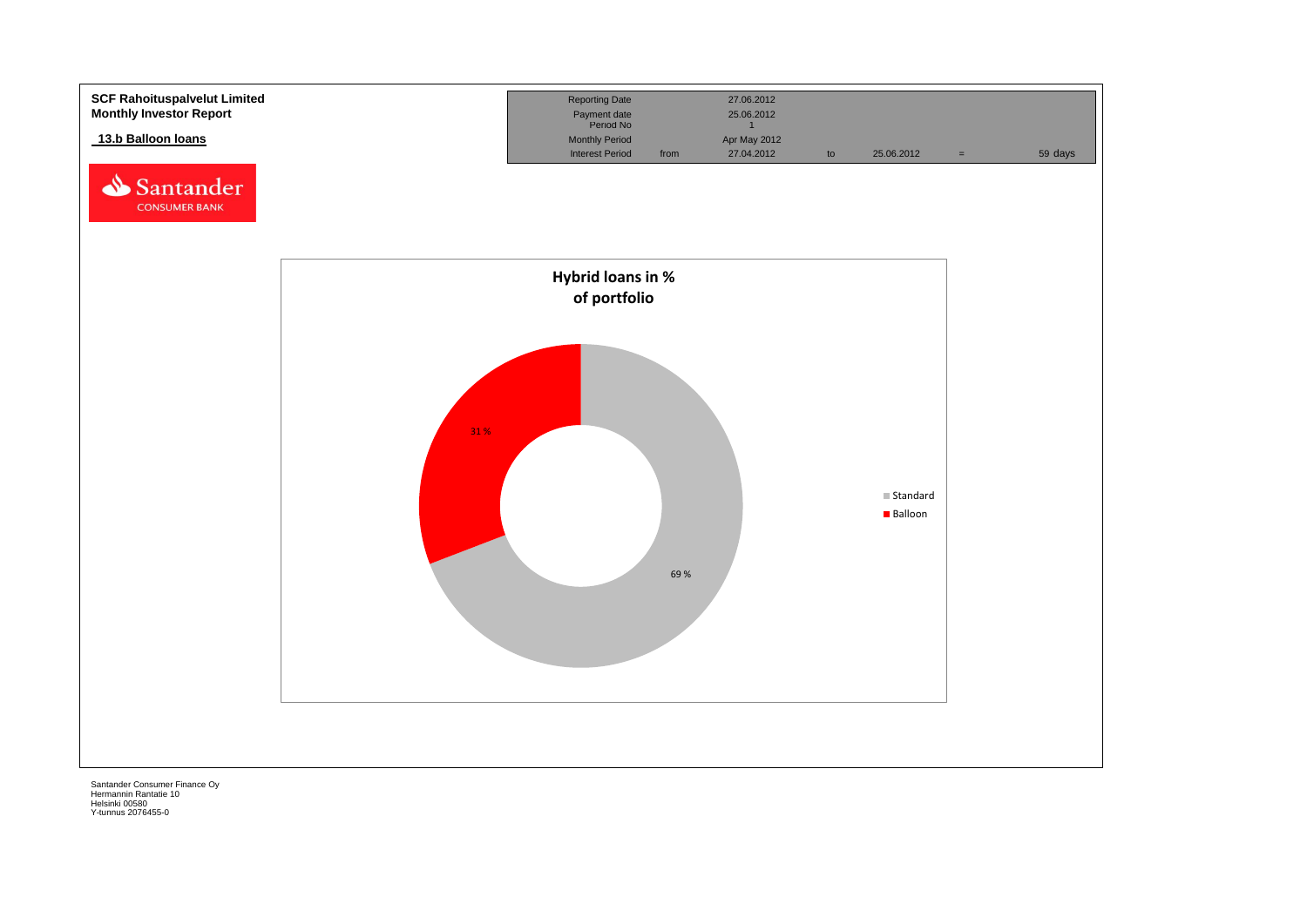**SCF Rahoituspalvelut Limited**
**Monthly Investor Report**

## 13.b Balloon loans

| Reporting Date | | 27.06.2012 | | | | |
|---|---|---|---|---|---|---|
| Payment date | | 25.06.2012 | | | | |
| Period No | | 1 | | | | |
| Monthly Period | | Apr May 2012 | | | | |
| Interest Period | from | 27.04.2012 | to | 25.06.2012 | = | 59 days |

**Hybrid loans in % of portfolio**

| | % |
|---|---|
| Standard | 69 % |
| Balloon | 31 % |

Santander Consumer Finance Oy
Hermannin Rantatie 10
Helsinki 00580
Y-tunnus 2076455-0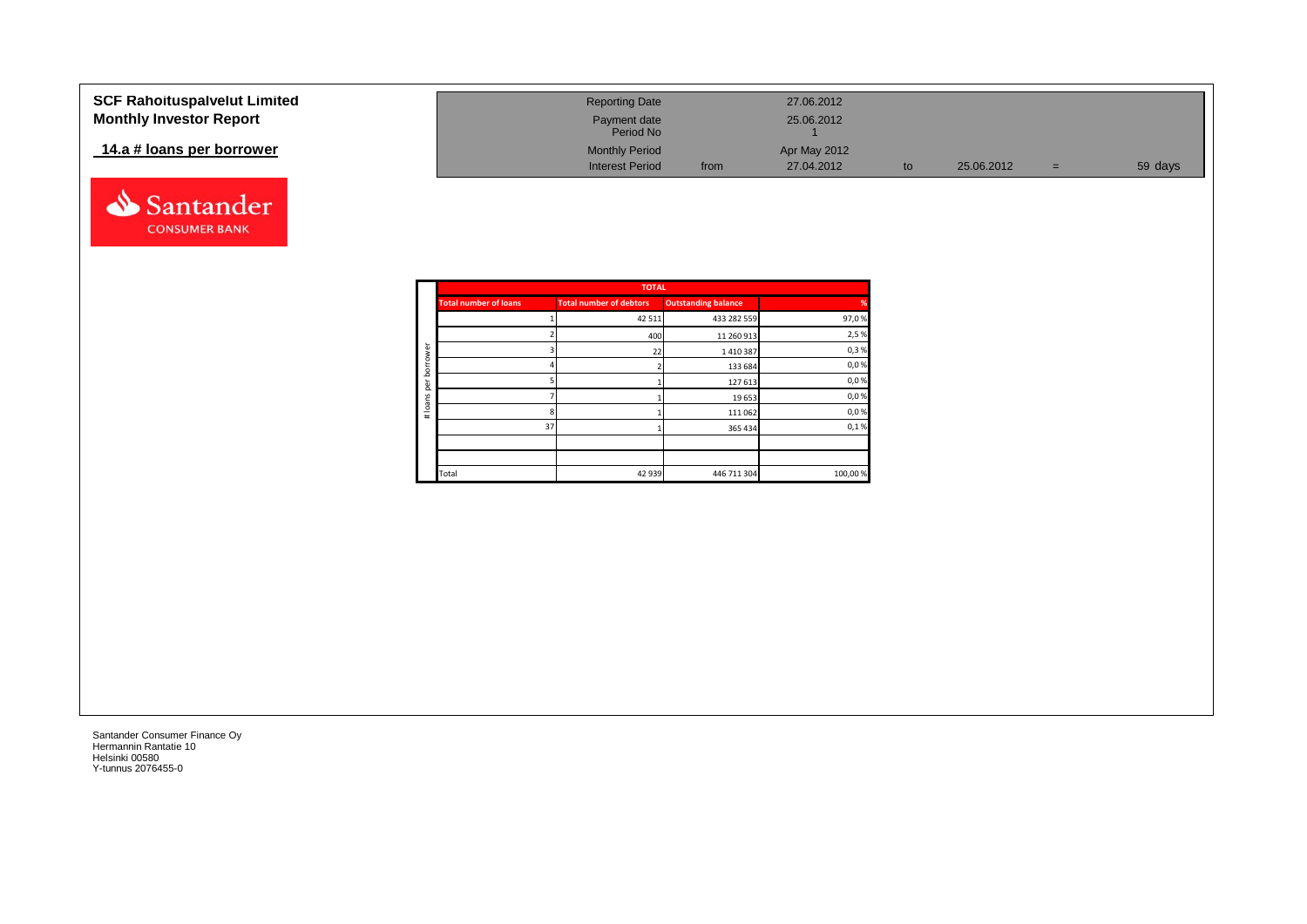**SCF Rahoituspalvelut Limited**
**Monthly Investor Report**

**14.a # loans per borrower**

| | | | | | | |
|---|---|---|---|---|---|---|
| Reporting Date | | 27.06.2012 | | | | |
| Payment date | | 25.06.2012 | | | | |
| Period No | | 1 | | | | |
| Monthly Period | | Apr May 2012 | | | | |
| Interest Period | from | 27.04.2012 | to | 25.06.2012 | = | 59 days |

| # loans per borrower | TOTAL | | | |
|---|---|---|---|---|
| | Total number of loans | Total number of debtors | Outstanding balance | % |
| | 1 | 42 511 | 433 282 559 | 97,0 % |
| | 2 | 400 | 11 260 913 | 2,5 % |
| | 3 | 22 | 1 410 387 | 0,3 % |
| | 4 | 2 | 133 684 | 0,0 % |
| | 5 | 1 | 127 613 | 0,0 % |
| | 7 | 1 | 19 653 | 0,0 % |
| | 8 | 1 | 111 062 | 0,0 % |
| | 37 | 1 | 365 434 | 0,1 % |
| | | | | |
| | | | | |
| | Total | 42 939 | 446 711 304 | 100,00 % |

Santander Consumer Finance Oy
Hermannin Rantatie 10
Helsinki 00580
Y-tunnus 2076455-0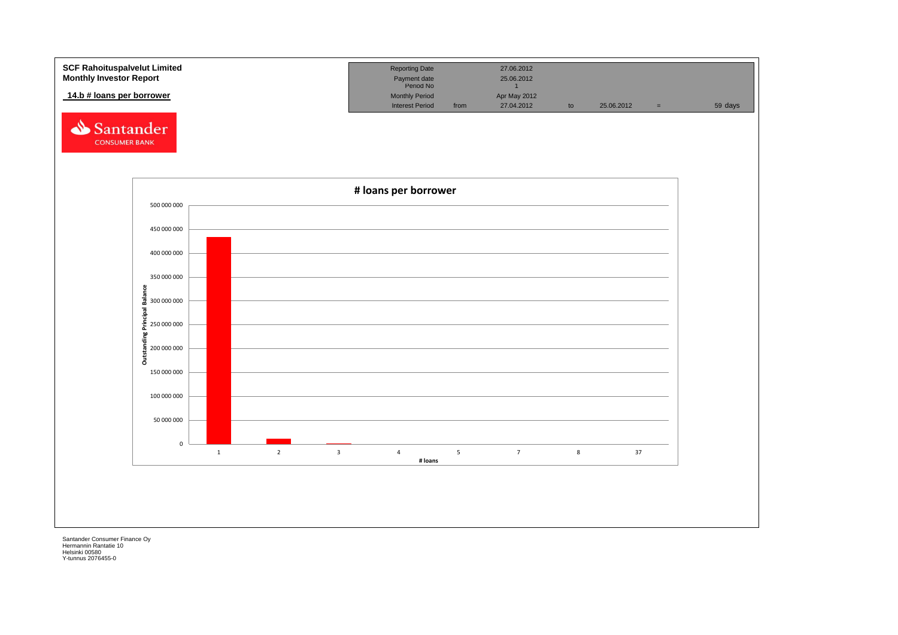**SCF Rahoituspalvelut Limited**
**Monthly Investor Report**

**14.b # loans per borrower**

| Reporting Date | | 27.06.2012 | | | | |
|---|---|---|---|---|---|---|
| Payment date | | 25.06.2012 | | | | |
| Period No | | 1 | | | | |
| Monthly Period | | Apr May 2012 | | | | |
| Interest Period | from | 27.04.2012 | to | 25.06.2012 | = | 59 days |

**# loans per borrower**

Outstanding Principal Balance

| # loans | 1 | 2 | 3 | 4 | 5 | 7 | 8 | 37 |
|---|---|---|---|---|---|---|---|---|

Santander Consumer Finance Oy
Hermannin Rantatie 10
Helsinki 00580
Y-tunnus 2076455-0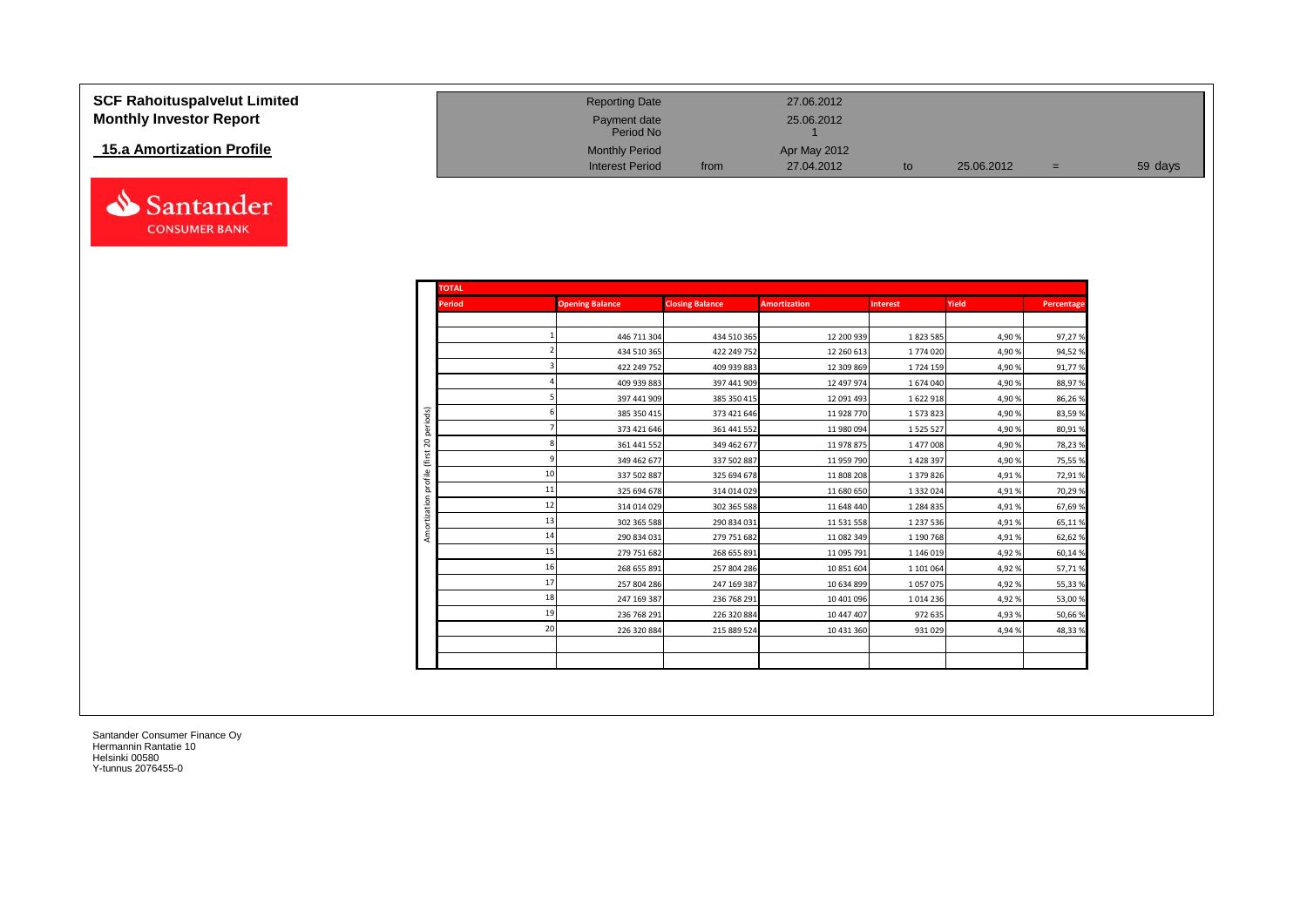**SCF Rahoituspalvelut Limited**
**Monthly Investor Report**

**15.a Amortization Profile**

| Reporting Date | | 27.06.2012 | | | | |
|---|---|---|---|---|---|---|
| Payment date | | 25.06.2012 | | | | |
| Period No | | 1 | | | | |
| Monthly Period | | Apr May 2012 | | | | |
| Interest Period | from | 27.04.2012 | to | 25.06.2012 | = | 59 days |

**TOTAL**

Amortization profile (first 20 periods)

| Period | Opening Balance | Closing Balance | Amortization | Interest | Yield | Percentage |
|---|---|---|---|---|---|---|
| 1 | 446 711 304 | 434 510 365 | 12 200 939 | 1 823 585 | 4,90 % | 97,27 % |
| 2 | 434 510 365 | 422 249 752 | 12 260 613 | 1 774 020 | 4,90 % | 94,52 % |
| 3 | 422 249 752 | 409 939 883 | 12 309 869 | 1 724 159 | 4,90 % | 91,77 % |
| 4 | 409 939 883 | 397 441 909 | 12 497 974 | 1 674 040 | 4,90 % | 88,97 % |
| 5 | 397 441 909 | 385 350 415 | 12 091 493 | 1 622 918 | 4,90 % | 86,26 % |
| 6 | 385 350 415 | 373 421 646 | 11 928 770 | 1 573 823 | 4,90 % | 83,59 % |
| 7 | 373 421 646 | 361 441 552 | 11 980 094 | 1 525 527 | 4,90 % | 80,91 % |
| 8 | 361 441 552 | 349 462 677 | 11 978 875 | 1 477 008 | 4,90 % | 78,23 % |
| 9 | 349 462 677 | 337 502 887 | 11 959 790 | 1 428 397 | 4,90 % | 75,55 % |
| 10 | 337 502 887 | 325 694 678 | 11 808 208 | 1 379 826 | 4,91 % | 72,91 % |
| 11 | 325 694 678 | 314 014 029 | 11 680 650 | 1 332 024 | 4,91 % | 70,29 % |
| 12 | 314 014 029 | 302 365 588 | 11 648 440 | 1 284 835 | 4,91 % | 67,69 % |
| 13 | 302 365 588 | 290 834 031 | 11 531 558 | 1 237 536 | 4,91 % | 65,11 % |
| 14 | 290 834 031 | 279 751 682 | 11 082 349 | 1 190 768 | 4,91 % | 62,62 % |
| 15 | 279 751 682 | 268 655 891 | 11 095 791 | 1 146 019 | 4,92 % | 60,14 % |
| 16 | 268 655 891 | 257 804 286 | 10 851 604 | 1 101 064 | 4,92 % | 57,71 % |
| 17 | 257 804 286 | 247 169 387 | 10 634 899 | 1 057 075 | 4,92 % | 55,33 % |
| 18 | 247 169 387 | 236 768 291 | 10 401 096 | 1 014 236 | 4,92 % | 53,00 % |
| 19 | 236 768 291 | 226 320 884 | 10 447 407 | 972 635 | 4,93 % | 50,66 % |
| 20 | 226 320 884 | 215 889 524 | 10 431 360 | 931 029 | 4,94 % | 48,33 % |

Santander Consumer Finance Oy
Hermannin Rantatie 10
Helsinki 00580
Y-tunnus 2076455-0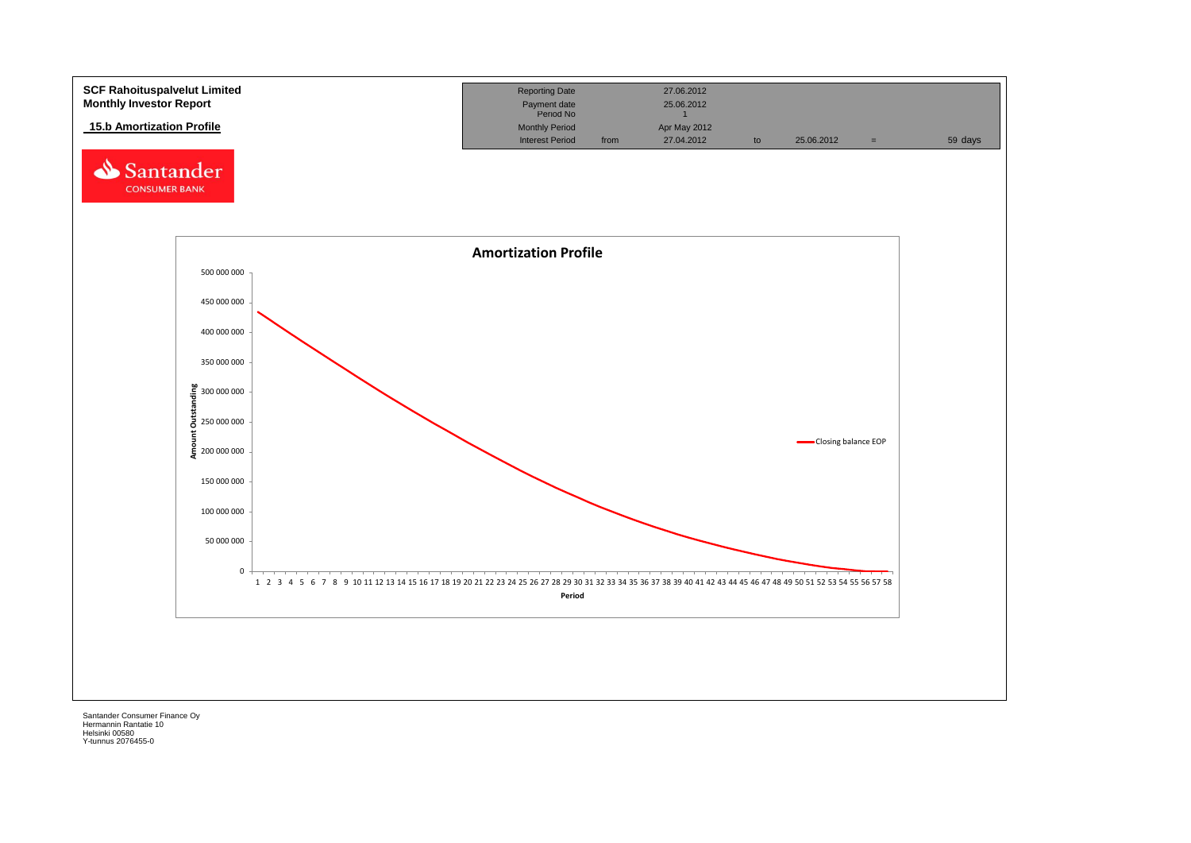**SCF Rahoituspalvelut Limited**
**Monthly Investor Report**

**15.b Amortization Profile**

| Reporting Date | | 27.06.2012 | | | | |
|---|---|---|---|---|---|---|
| Payment date | | 25.06.2012 | | | | |
| Period No | | 1 | | | | |
| Monthly Period | | Apr May 2012 | | | | |
| Interest Period | from | 27.04.2012 | to | 25.06.2012 | = | 59 days |

**Amortization Profile**

Amount Outstanding: 0, 50 000 000, 100 000 000, 150 000 000, 200 000 000, 250 000 000, 300 000 000, 350 000 000, 400 000 000, 450 000 000, 500 000 000

Period: 1 2 3 4 5 6 7 8 9 10 11 12 13 14 15 16 17 18 19 20 21 22 23 24 25 26 27 28 29 30 31 32 33 34 35 36 37 38 39 40 41 42 43 44 45 46 47 48 49 50 51 52 53 54 55 56 57 58

Closing balance EOP

Santander Consumer Finance Oy
Hermannin Rantatie 10
Helsinki 00580
Y-tunnus 2076455-0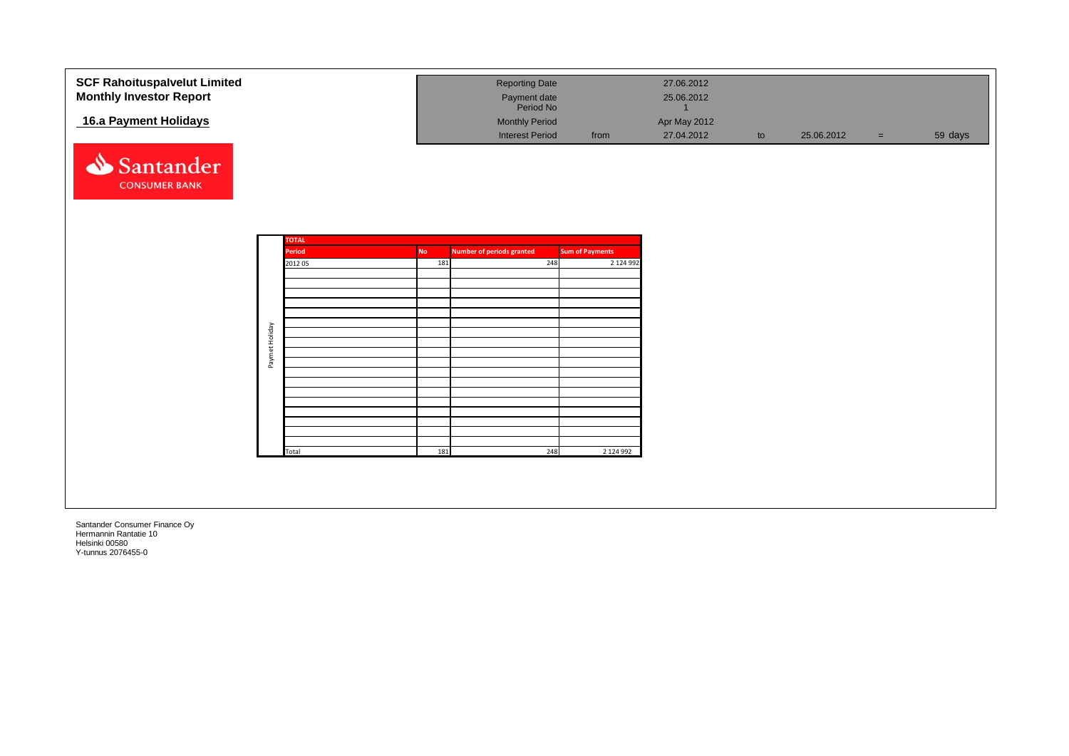**SCF Rahoituspalvelut Limited**
**Monthly Investor Report**

## 16.a Payment Holidays

| | | | | | | | |
|---|---|---|---|---|---|---|---|
| Reporting Date | | 27.06.2012 | | | | |
| Payment date | | 25.06.2012 | | | | |
| Period No | | 1 | | | | |
| Monthly Period | | Apr May 2012 | | | | |
| Interest Period | from | 27.04.2012 | to | 25.06.2012 | = | 59 days |

Santander CONSUMER BANK

**Paymet Holiday**

| TOTAL | | | |
|---|---|---|---|
| Period | No | Number of periods granted | Sum of Payments |
| 2012 05 | 181 | 248 | 2 124 992 |
| Total | 181 | 248 | 2 124 992 |

Santander Consumer Finance Oy
Hermannin Rantatie 10
Helsinki 00580
Y-tunnus 2076455-0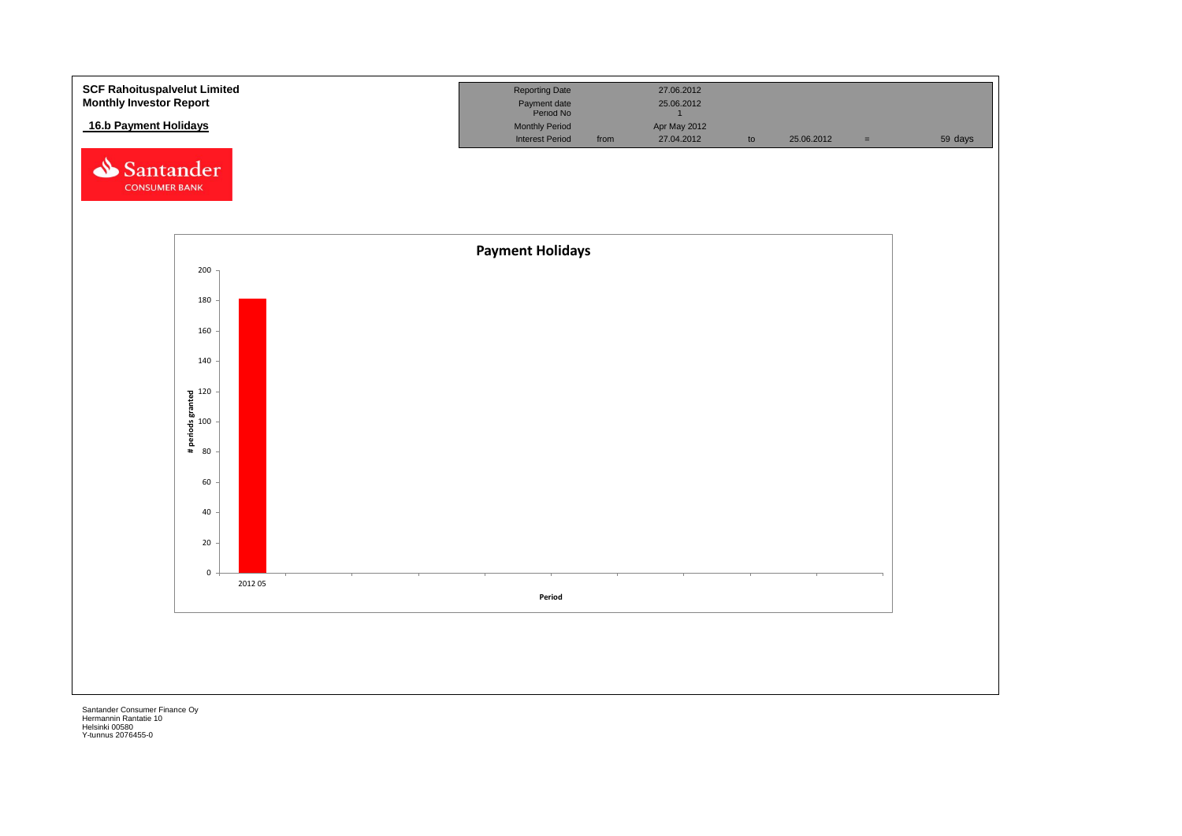**SCF Rahoituspalvelut Limited**
**Monthly Investor Report**

**16.b Payment Holidays**

| Reporting Date | | 27.06.2012 | | | | |
|---|---|---|---|---|---|---|
| Payment date | | 25.06.2012 | | | | |
| Period No | | 1 | | | | |
| Monthly Period | | Apr May 2012 | | | | |
| Interest Period | from | 27.04.2012 | to | 25.06.2012 | = | 59 days |

**Payment Holidays**

# periods granted

Period

2012 05

Santander Consumer Finance Oy
Hermannin Rantatie 10
Helsinki 00580
Y-tunnus 2076455-0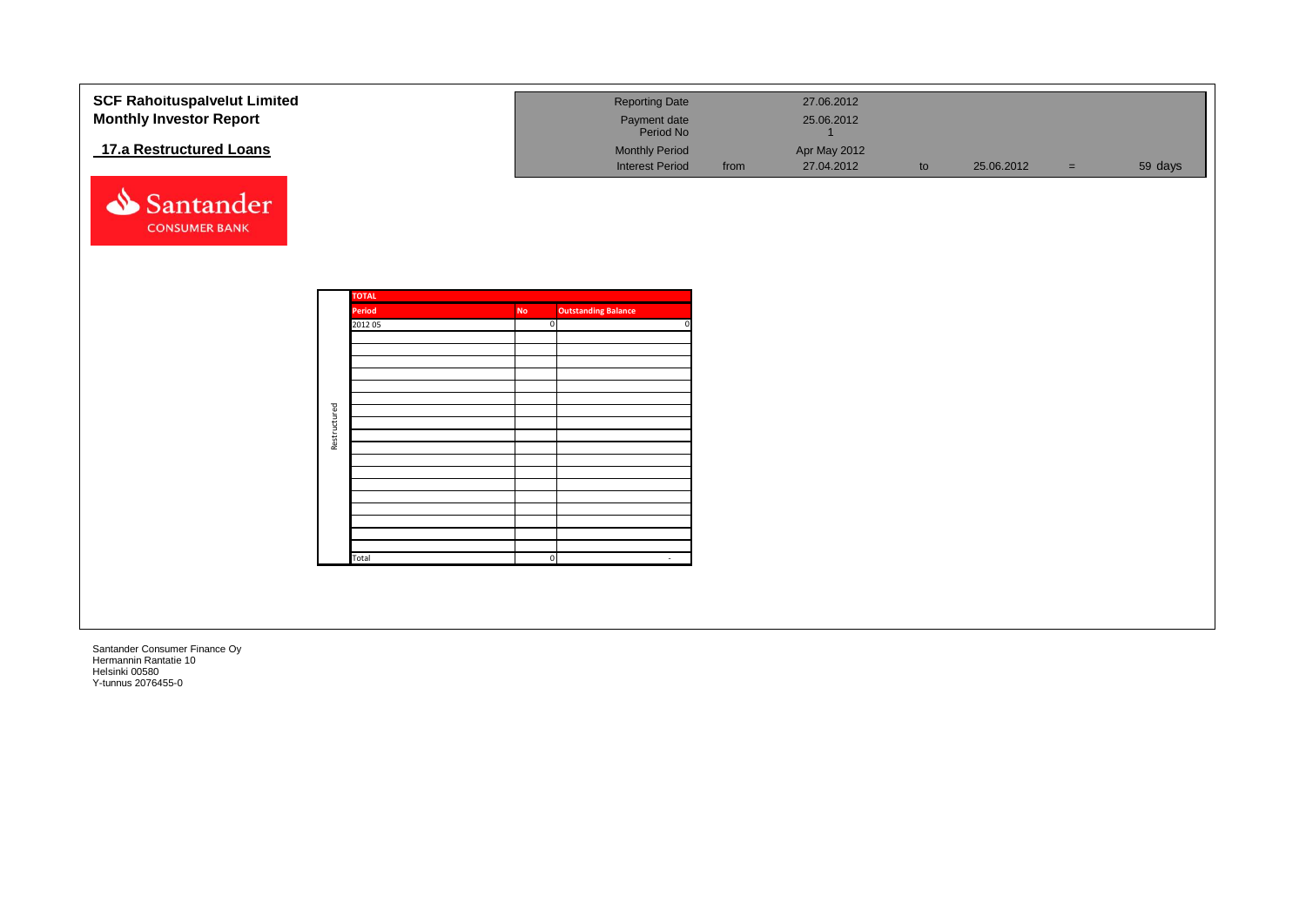**SCF Rahoituspalvelut Limited**
**Monthly Investor Report**

## 17.a Restructured Loans

| Reporting Date | | 27.06.2012 | | | | |
|---|---|---|---|---|---|---|
| Payment date | | 25.06.2012 | | | | |
| Period No | | 1 | | | | |
| Monthly Period | | Apr May 2012 | | | | |
| Interest Period | from | 27.04.2012 | to | 25.06.2012 | = | 59 days |

Santander CONSUMER BANK

| | TOTAL | | |
|---|---|---|---|
| | Period | No | Outstanding Balance |
| Restructured | 2012 05 | 0 | 0 |
| | Total | 0 | - |

Santander Consumer Finance Oy
Hermannin Rantatie 10
Helsinki 00580
Y-tunnus 2076455-0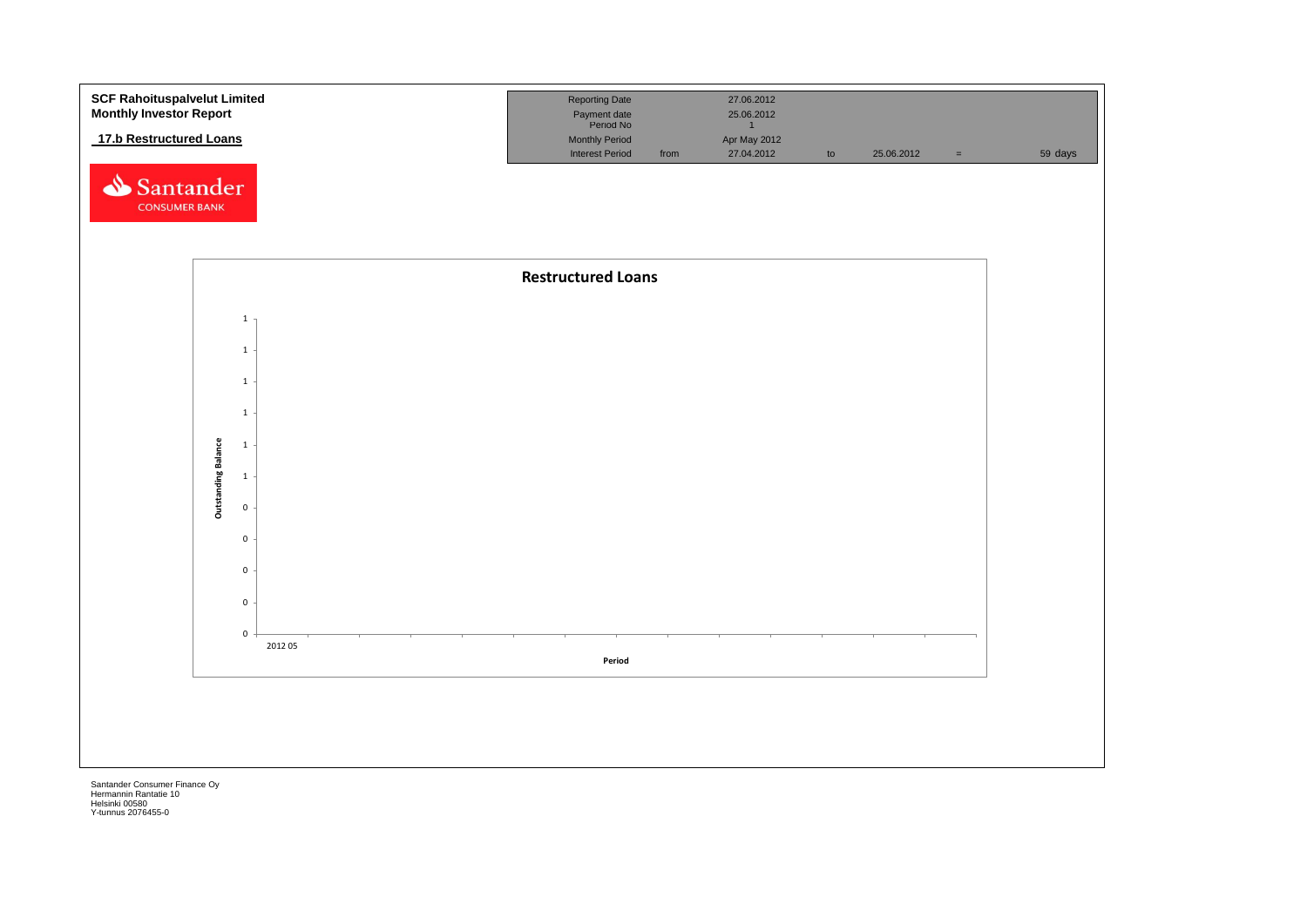**SCF Rahoituspalvelut Limited**
**Monthly Investor Report**

## 17.b Restructured Loans

| Reporting Date | | 27.06.2012 | | | | |
|---|---|---|---|---|---|---|
| Payment date | | 25.06.2012 | | | | |
| Period No | | 1 | | | | |
| Monthly Period | | Apr May 2012 | | | | |
| Interest Period | from | 27.04.2012 | to | 25.06.2012 | = | 59 days |

**Restructured Loans**

Outstanding Balance: 1, 1, 1, 1, 1, 1, 0, 0, 0, 0, 0

Period: 2012 05

Santander Consumer Finance Oy
Hermannin Rantatie 10
Helsinki 00580
Y-tunnus 2076455-0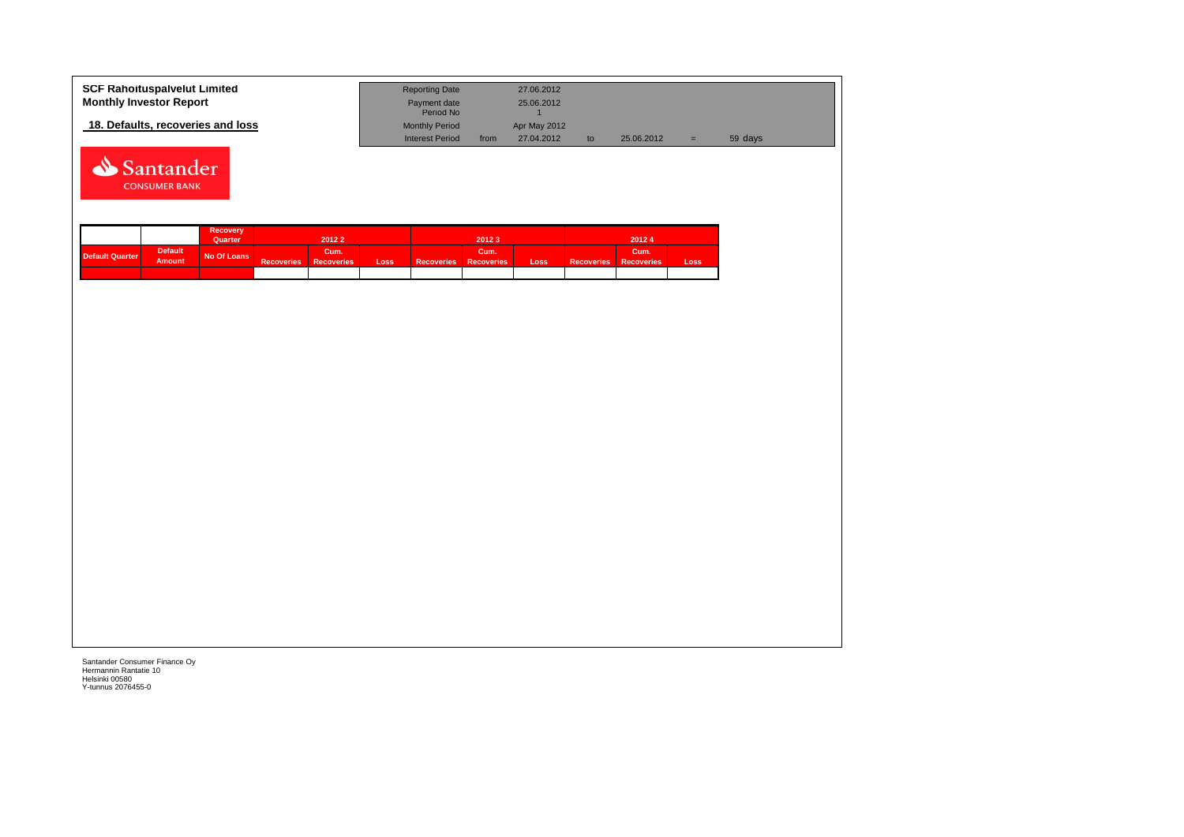**SCF Rahoituspalvelut Limited**
**Monthly Investor Report**

**18. Defaults, recoveries and loss**

| | | | | | | |
|---|---|---|---|---|---|---|
| Reporting Date | | 27.06.2012 | | | | |
| Payment date | | 25.06.2012 | | | | |
| Period No | | 1 | | | | |
| Monthly Period | | Apr May 2012 | | | | |
| Interest Period | from | 27.04.2012 | to | 25.06.2012 | = | 59 days |

Santander CONSUMER BANK

| | | Recovery Quarter | 2012 2 | | | 2012 3 | | | 2012 4 | | |
|---|---|---|---|---|---|---|---|---|---|---|---|
| Default Quarter | Default Amount | No Of Loans | Recoveries | Cum. Recoveries | Loss | Recoveries | Cum. Recoveries | Loss | Recoveries | Cum. Recoveries | Loss |
| | | | | | | | | | | | |

Santander Consumer Finance Oy
Hermannin Rantatie 10
Helsinki 00580
Y-tunnus 2076455-0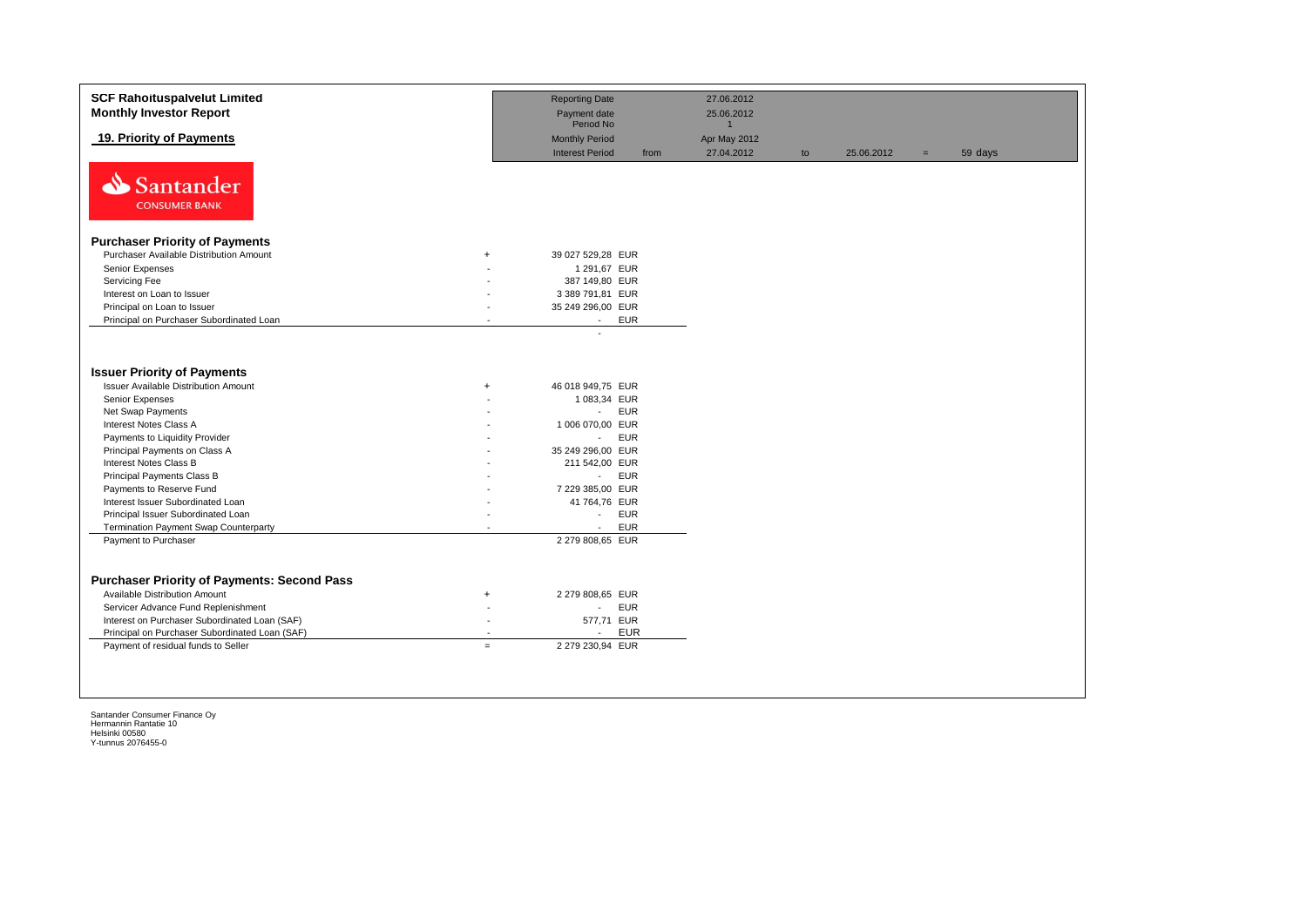**SCF Rahoituspalvelut Limited**
**Monthly Investor Report**

## 19. Priority of Payments

| | | | | | | |
|---|---|---|---|---|---|---|
| Reporting Date | | 27.06.2012 | | | | |
| Payment date | | 25.06.2012 | | | | |
| Period No | | 1 | | | | |
| Monthly Period | | Apr May 2012 | | | | |
| Interest Period | from | 27.04.2012 | to | 25.06.2012 | = | 59 days |

Santander CONSUMER BANK

### Purchaser Priority of Payments

| | | | |
|---|---|---|---|
| Purchaser Available Distribution Amount | + | 39 027 529,28 | EUR |
| Senior Expenses | - | 1 291,67 | EUR |
| Servicing Fee | - | 387 149,80 | EUR |
| Interest on Loan to Issuer | - | 3 389 791,81 | EUR |
| Principal on Loan to Issuer | - | 35 249 296,00 | EUR |
| Principal on Purchaser Subordinated Loan | - | - | EUR |
| | | - | |

### Issuer Priority of Payments

| | | | |
|---|---|---|---|
| Issuer Available Distribution Amount | + | 46 018 949,75 | EUR |
| Senior Expenses | - | 1 083,34 | EUR |
| Net Swap Payments | - | - | EUR |
| Interest Notes Class A | - | 1 006 070,00 | EUR |
| Payments to Liquidity Provider | - | - | EUR |
| Principal Payments on Class A | - | 35 249 296,00 | EUR |
| Interest Notes Class B | - | 211 542,00 | EUR |
| Principal Payments Class B | - | - | EUR |
| Payments to Reserve Fund | - | 7 229 385,00 | EUR |
| Interest Issuer Subordinated Loan | - | 41 764,76 | EUR |
| Principal Issuer Subordinated Loan | - | - | EUR |
| Termination Payment Swap Counterparty | - | - | EUR |
| Payment to Purchaser | | 2 279 808,65 | EUR |

### Purchaser Priority of Payments: Second Pass

| | | | |
|---|---|---|---|
| Available Distribution Amount | + | 2 279 808,65 | EUR |
| Servicer Advance Fund Replenishment | - | - | EUR |
| Interest on Purchaser Subordinated Loan (SAF) | - | 577,71 | EUR |
| Principal on Purchaser Subordinated Loan (SAF) | - | - | EUR |
| Payment of residual funds to Seller | = | 2 279 230,94 | EUR |

Santander Consumer Finance Oy
Hermannin Rantatie 10
Helsinki 00580
Y-tunnus 2076455-0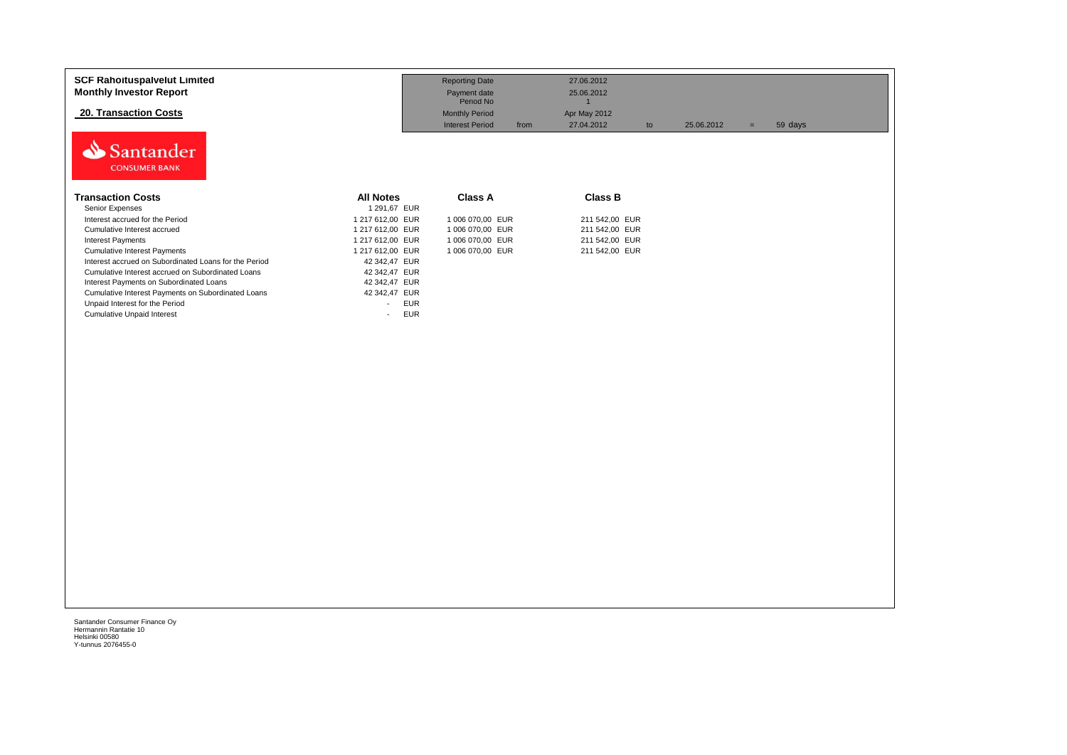**SCF Rahoituspalvelut Limited**
**Monthly Investor Report**

## 20. Transaction Costs

| | | | | | | |
|---|---|---|---|---|---|---|
| Reporting Date | | 27.06.2012 | | | | |
| Payment date | | 25.06.2012 | | | | |
| Period No | | 1 | | | | |
| Monthly Period | | Apr May 2012 | | | | |
| Interest Period | from | 27.04.2012 | to | 25.06.2012 | = | 59 days |

Santander CONSUMER BANK

| Transaction Costs | All Notes | Class A | Class B |
|---|---|---|---|
| Senior Expenses | 1 291,67 EUR | | |
| Interest accrued for the Period | 1 217 612,00 EUR | 1 006 070,00 EUR | 211 542,00 EUR |
| Cumulative Interest accrued | 1 217 612,00 EUR | 1 006 070,00 EUR | 211 542,00 EUR |
| Interest Payments | 1 217 612,00 EUR | 1 006 070,00 EUR | 211 542,00 EUR |
| Cumulative Interest Payments | 1 217 612,00 EUR | 1 006 070,00 EUR | 211 542,00 EUR |
| Interest accrued on Subordinated Loans for the Period | 42 342,47 EUR | | |
| Cumulative Interest accrued on Subordinated Loans | 42 342,47 EUR | | |
| Interest Payments on Subordinated Loans | 42 342,47 EUR | | |
| Cumulative Interest Payments on Subordinated Loans | 42 342,47 EUR | | |
| Unpaid Interest for the Period | - EUR | | |
| Cumulative Unpaid Interest | - EUR | | |

Santander Consumer Finance Oy
Hermannin Rantatie 10
Helsinki 00580
Y-tunnus 2076455-0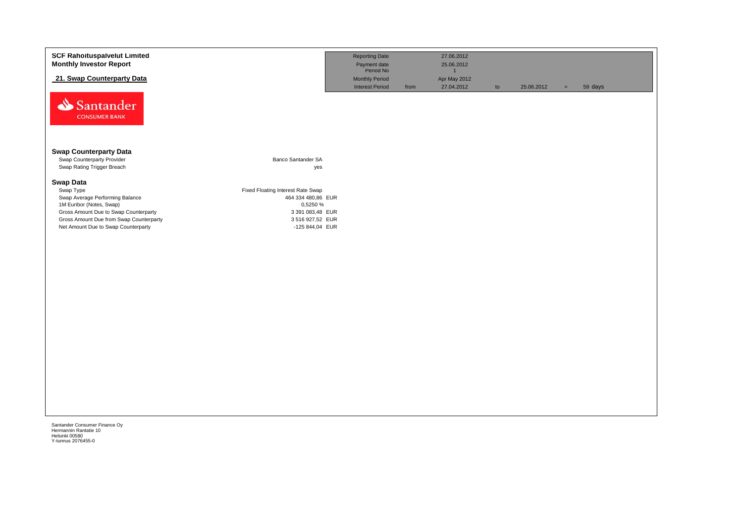**SCF Rahoituspalvelut Limited**
**Monthly Investor Report**

## 21. Swap Counterparty Data

| | | | | | | |
|---|---|---|---|---|---|---|
| Reporting Date | | 27.06.2012 | | | | |
| Payment date | | 25.06.2012 | | | | |
| Period No | | 1 | | | | |
| Monthly Period | | Apr May 2012 | | | | |
| Interest Period | from | 27.04.2012 | to | 25.06.2012 | = | 59 days |

### Swap Counterparty Data

| | |
|---|---|
| Swap Counterparty Provider | Banco Santander SA |
| Swap Rating Trigger Breach | yes |

### Swap Data

| | |
|---|---|
| Swap Type | Fixed Floating Interest Rate Swap |
| Swap Average Performing Balance | 464 334 480,86 EUR |
| 1M Euribor (Notes, Swap) | 0,5250 % |
| Gross Amount Due to Swap Counterparty | 3 391 083,48 EUR |
| Gross Amount Due from Swap Counterparty | 3 516 927,52 EUR |
| Net Amount Due to Swap Counterparty | -125 844,04 EUR |

Santander Consumer Finance Oy
Hermannin Rantatie 10
Helsinki 00580
Y-tunnus 2076455-0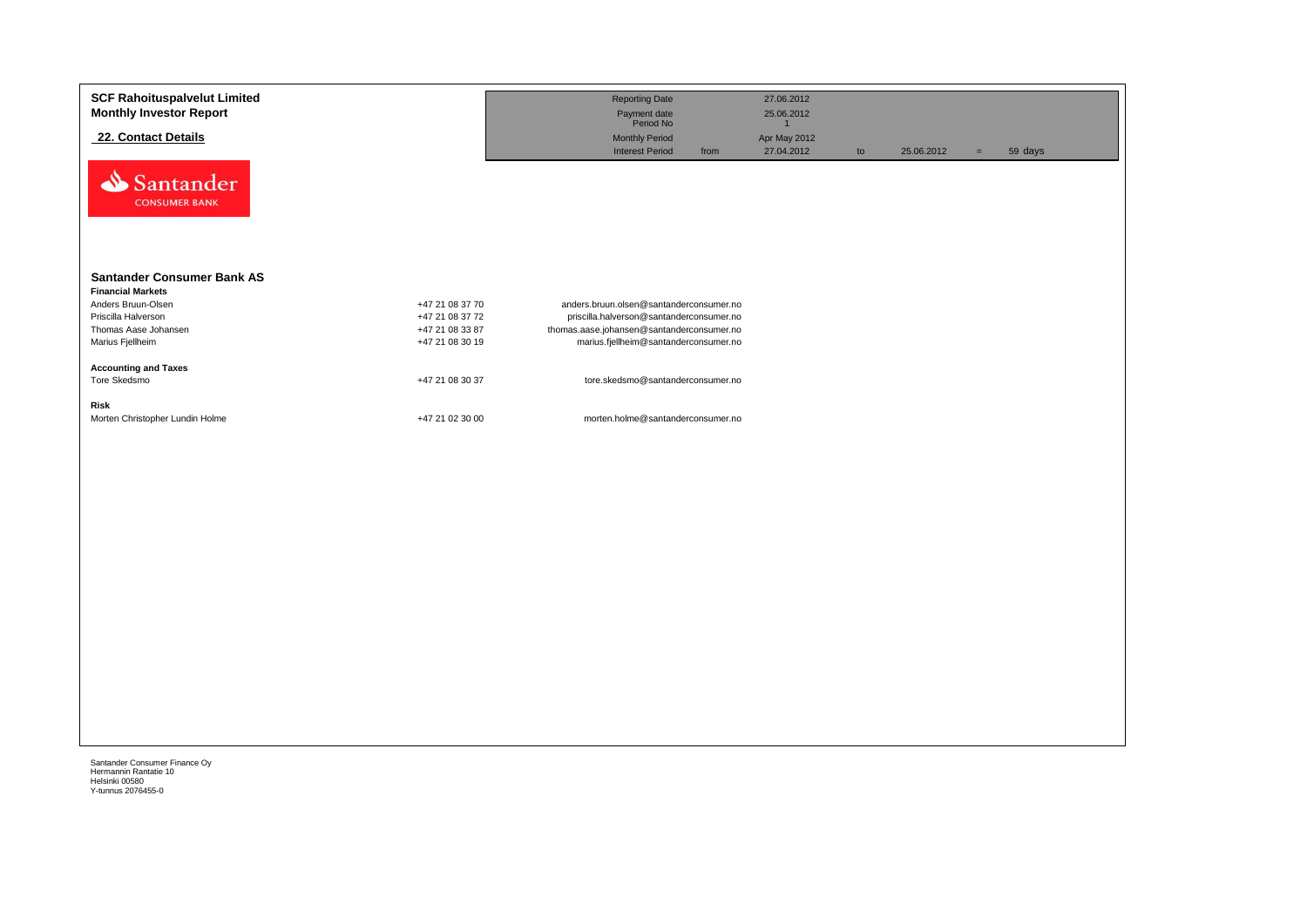**SCF Rahoituspalvelut Limited**
**Monthly Investor Report**

**22. Contact Details**

| | | | | | | |
|---|---|---|---|---|---|---|
| Reporting Date | | 27.06.2012 | | | | |
| Payment date | | 25.06.2012 | | | | |
| Period No | | 1 | | | | |
| Monthly Period | | Apr May 2012 | | | | |
| Interest Period | from | 27.04.2012 | to | 25.06.2012 | = | 59 days |

Santander
CONSUMER BANK

## Santander Consumer Bank AS

**Financial Markets**

| | | |
|---|---|---|
| Anders Bruun-Olsen | +47 21 08 37 70 | anders.bruun.olsen@santanderconsumer.no |
| Priscilla Halverson | +47 21 08 37 72 | priscilla.halverson@santanderconsumer.no |
| Thomas Aase Johansen | +47 21 08 33 87 | thomas.aase.johansen@santanderconsumer.no |
| Marius Fjellheim | +47 21 08 30 19 | marius.fjellheim@santanderconsumer.no |

**Accounting and Taxes**

| | | |
|---|---|---|
| Tore Skedsmo | +47 21 08 30 37 | tore.skedsmo@santanderconsumer.no |

**Risk**

| | | |
|---|---|---|
| Morten Christopher Lundin Holme | +47 21 02 30 00 | morten.holme@santanderconsumer.no |

Santander Consumer Finance Oy
Hermannin Rantatie 10
Helsinki 00580
Y-tunnus 2076455-0